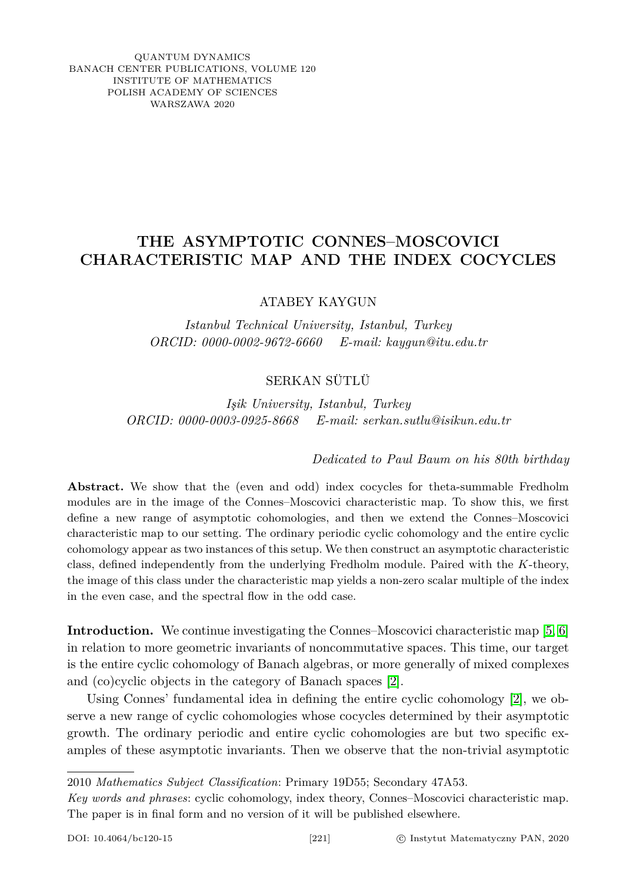QUANTUM DYNAMICS
BANACH CENTER PUBLICATIONS, VOLUME 120
INSTITUTE OF MATHEMATICS
POLISH ACADEMY OF SCIENCES
WARSZAWA 2020

# THE ASYMPTOTIC CONNES–MOSCOVICI CHARACTERISTIC MAP AND THE INDEX COCYCLES

ATABEY KAYGUN

*Istanbul Technical University, Istanbul, Turkey*
*ORCID: 0000-0002-9672-6660 E-mail: kaygun@itu.edu.tr*

SERKAN SÜTLÜ

*Işik University, Istanbul, Turkey*
*ORCID: 0000-0003-0925-8668 E-mail: serkan.sutlu@isikun.edu.tr*

*Dedicated to Paul Baum on his 80th birthday*

**Abstract.** We show that the (even and odd) index cocycles for theta-summable Fredholm modules are in the image of the Connes–Moscovici characteristic map. To show this, we first define a new range of asymptotic cohomologies, and then we extend the Connes–Moscovici characteristic map to our setting. The ordinary periodic cyclic cohomology and the entire cyclic cohomology appear as two instances of this setup. We then construct an asymptotic characteristic class, defined independently from the underlying Fredholm module. Paired with the $K$-theory, the image of this class under the characteristic map yields a non-zero scalar multiple of the index in the even case, and the spectral flow in the odd case.

**Introduction.** We continue investigating the Connes–Moscovici characteristic map [5, 6] in relation to more geometric invariants of noncommutative spaces. This time, our target is the entire cyclic cohomology of Banach algebras, or more generally of mixed complexes and (co)cyclic objects in the category of Banach spaces [2].

Using Connes' fundamental idea in defining the entire cyclic cohomology [2], we observe a new range of cyclic cohomologies whose cocycles determined by their asymptotic growth. The ordinary periodic and entire cyclic cohomologies are but two specific examples of these asymptotic invariants. Then we observe that the non-trivial asymptotic

---

2010 *Mathematics Subject Classification*: Primary 19D55; Secondary 47A53.

*Key words and phrases*: cyclic cohomology, index theory, Connes–Moscovici characteristic map.

The paper is in final form and no version of it will be published elsewhere.

DOI: 10.4064/bc120-15 © Instytut Matematyczny PAN, 2020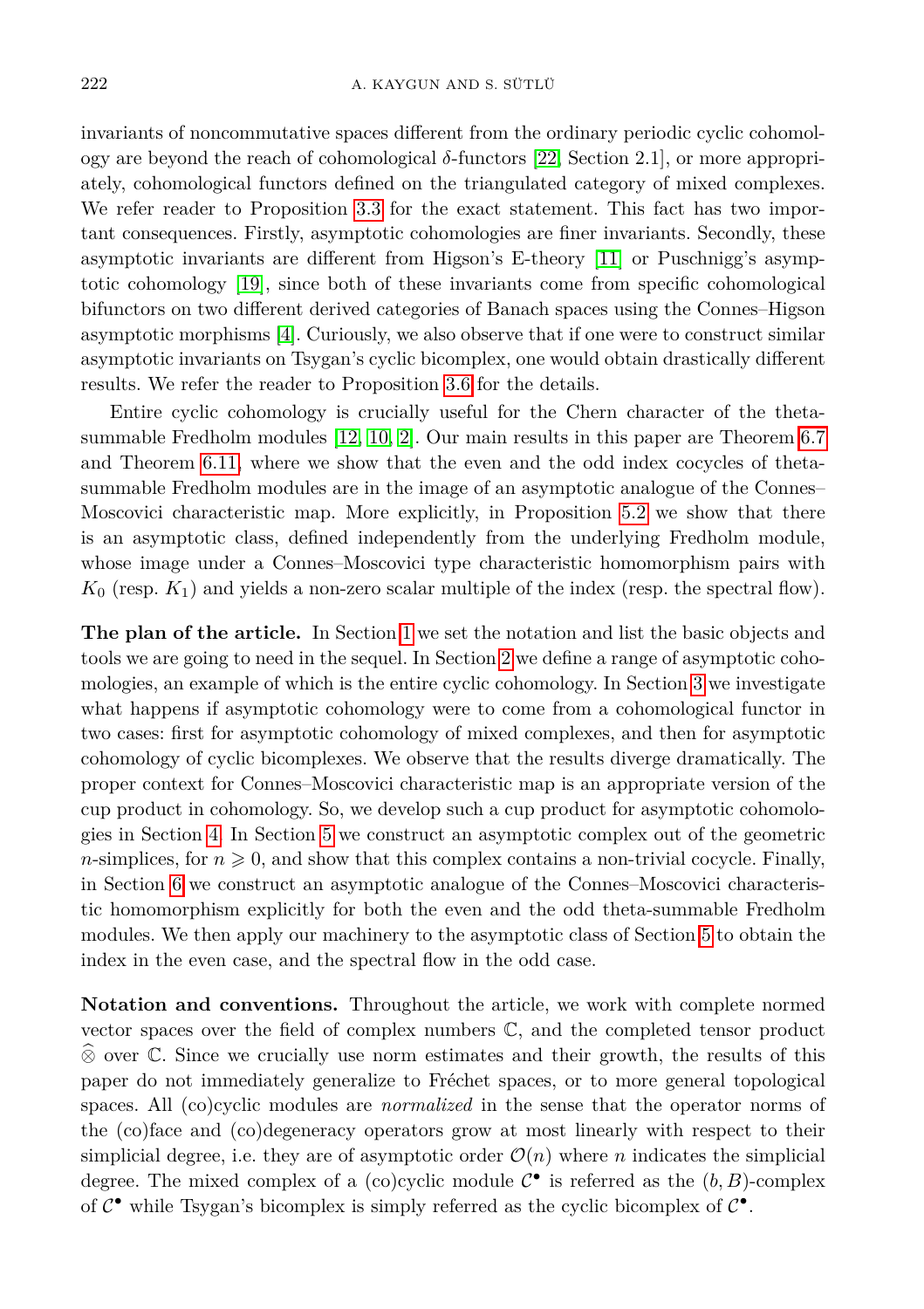invariants of noncommutative spaces different from the ordinary periodic cyclic cohomology are beyond the reach of cohomological $\delta$-functors [22, Section 2.1], or more appropriately, cohomological functors defined on the triangulated category of mixed complexes. We refer reader to Proposition 3.3 for the exact statement. This fact has two important consequences. Firstly, asymptotic cohomologies are finer invariants. Secondly, these asymptotic invariants are different from Higson's E-theory [11] or Puschnigg's asymptotic cohomology [19], since both of these invariants come from specific cohomological bifunctors on two different derived categories of Banach spaces using the Connes–Higson asymptotic morphisms [4]. Curiously, we also observe that if one were to construct similar asymptotic invariants on Tsygan's cyclic bicomplex, one would obtain drastically different results. We refer the reader to Proposition 3.6 for the details.

Entire cyclic cohomology is crucially useful for the Chern character of the theta-summable Fredholm modules [12, 10, 2]. Our main results in this paper are Theorem 6.7 and Theorem 6.11, where we show that the even and the odd index cocycles of theta-summable Fredholm modules are in the image of an asymptotic analogue of the Connes–Moscovici characteristic map. More explicitly, in Proposition 5.2 we show that there is an asymptotic class, defined independently from the underlying Fredholm module, whose image under a Connes–Moscovici type characteristic homomorphism pairs with $K_0$ (resp. $K_1$) and yields a non-zero scalar multiple of the index (resp. the spectral flow).

**The plan of the article.** In Section 1 we set the notation and list the basic objects and tools we are going to need in the sequel. In Section 2 we define a range of asymptotic cohomologies, an example of which is the entire cyclic cohomology. In Section 3 we investigate what happens if asymptotic cohomology were to come from a cohomological functor in two cases: first for asymptotic cohomology of mixed complexes, and then for asymptotic cohomology of cyclic bicomplexes. We observe that the results diverge dramatically. The proper context for Connes–Moscovici characteristic map is an appropriate version of the cup product in cohomology. So, we develop such a cup product for asymptotic cohomologies in Section 4. In Section 5 we construct an asymptotic complex out of the geometric $n$-simplices, for $n \geqslant 0$, and show that this complex contains a non-trivial cocycle. Finally, in Section 6 we construct an asymptotic analogue of the Connes–Moscovici characteristic homomorphism explicitly for both the even and the odd theta-summable Fredholm modules. We then apply our machinery to the asymptotic class of Section 5 to obtain the index in the even case, and the spectral flow in the odd case.

**Notation and conventions.** Throughout the article, we work with complete normed vector spaces over the field of complex numbers $\mathbb{C}$, and the completed tensor product $\widehat{\otimes}$ over $\mathbb{C}$. Since we crucially use norm estimates and their growth, the results of this paper do not immediately generalize to Fréchet spaces, or to more general topological spaces. All (co)cyclic modules are *normalized* in the sense that the operator norms of the (co)face and (co)degeneracy operators grow at most linearly with respect to their simplicial degree, i.e. they are of asymptotic order $\mathcal{O}(n)$ where $n$ indicates the simplicial degree. The mixed complex of a (co)cyclic module $\mathcal{C}^\bullet$ is referred as the $(b, B)$-complex of $\mathcal{C}^\bullet$ while Tsygan's bicomplex is simply referred as the cyclic bicomplex of $\mathcal{C}^\bullet$.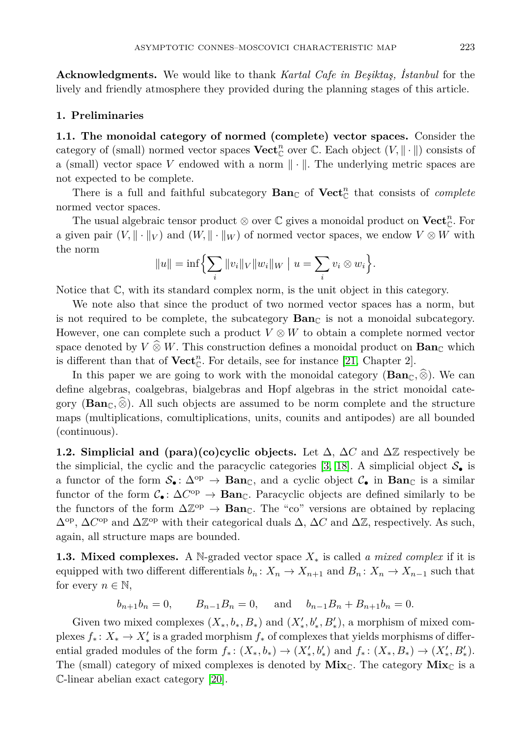**Acknowledgments.** We would like to thank *Kartal Cafe in Beşiktaş, İstanbul* for the lively and friendly atmosphere they provided during the planning stages of this article.

## 1. Preliminaries

**1.1. The monoidal category of normed (complete) vector spaces.** Consider the category of (small) normed vector spaces $\mathbf{Vect}^n_{\mathbb{C}}$ over $\mathbb{C}$. Each object $(V, \|\cdot\|)$ consists of a (small) vector space $V$ endowed with a norm $\|\cdot\|$. The underlying metric spaces are not expected to be complete.

There is a full and faithful subcategory $\mathbf{Ban}_{\mathbb{C}}$ of $\mathbf{Vect}^n_{\mathbb{C}}$ that consists of *complete* normed vector spaces.

The usual algebraic tensor product $\otimes$ over $\mathbb{C}$ gives a monoidal product on $\mathbf{Vect}^n_{\mathbb{C}}$. For a given pair $(V, \|\cdot\|_V)$ and $(W, \|\cdot\|_W)$ of normed vector spaces, we endow $V \otimes W$ with the norm

$$\|u\| = \inf\Big\{\sum_i \|v_i\|_V \|w_i\|_W \;\Big|\; u = \sum_i v_i \otimes w_i\Big\}.$$

Notice that $\mathbb{C}$, with its standard complex norm, is the unit object in this category.

We note also that since the product of two normed vector spaces has a norm, but is not required to be complete, the subcategory $\mathbf{Ban}_{\mathbb{C}}$ is not a monoidal subcategory. However, one can complete such a product $V \otimes W$ to obtain a complete normed vector space denoted by $V \mathbin{\widehat{\otimes}} W$. This construction defines a monoidal product on $\mathbf{Ban}_{\mathbb{C}}$ which is different than that of $\mathbf{Vect}^n_{\mathbb{C}}$. For details, see for instance [21, Chapter 2].

In this paper we are going to work with the monoidal category $(\mathbf{Ban}_{\mathbb{C}}, \widehat{\otimes})$. We can define algebras, coalgebras, bialgebras and Hopf algebras in the strict monoidal category $(\mathbf{Ban}_{\mathbb{C}}, \widehat{\otimes})$. All such objects are assumed to be norm complete and the structure maps (multiplications, comultiplications, units, counits and antipodes) are all bounded (continuous).

**1.2. Simplicial and (para)(co)cyclic objects.** Let $\Delta$, $\Delta C$ and $\Delta\mathbb{Z}$ respectively be the simplicial, the cyclic and the paracyclic categories [3, 18]. A simplicial object $\mathcal{S}_\bullet$ is a functor of the form $\mathcal{S}_\bullet\colon \Delta^{\mathrm{op}} \to \mathbf{Ban}_{\mathbb{C}}$, and a cyclic object $\mathcal{C}_\bullet$ in $\mathbf{Ban}_{\mathbb{C}}$ is a similar functor of the form $\mathcal{C}_\bullet\colon \Delta C^{\mathrm{op}} \to \mathbf{Ban}_{\mathbb{C}}$. Paracyclic objects are defined similarly to be the functors of the form $\Delta\mathbb{Z}^{\mathrm{op}} \to \mathbf{Ban}_{\mathbb{C}}$. The "co" versions are obtained by replacing $\Delta^{\mathrm{op}}$, $\Delta C^{\mathrm{op}}$ and $\Delta\mathbb{Z}^{\mathrm{op}}$ with their categorical duals $\Delta$, $\Delta C$ and $\Delta\mathbb{Z}$, respectively. As such, again, all structure maps are bounded.

**1.3. Mixed complexes.** A $\mathbb{N}$-graded vector space $X_*$ is called *a mixed complex* if it is equipped with two different differentials $b_n\colon X_n \to X_{n+1}$ and $B_n\colon X_n \to X_{n-1}$ such that for every $n \in \mathbb{N}$,

$$b_{n+1}b_n = 0, \qquad B_{n-1}B_n = 0, \quad \text{ and } \quad b_{n-1}B_n + B_{n+1}b_n = 0.$$

Given two mixed complexes $(X_*, b_*, B_*)$ and $(X'_*, b'_*, B'_*)$, a morphism of mixed complexes $f_*\colon X_* \to X'_*$ is a graded morphism $f_*$ of complexes that yields morphisms of differential graded modules of the form $f_*\colon (X_*, b_*) \to (X'_*, b'_*)$ and $f_*\colon (X_*, B_*) \to (X'_*, B'_*)$. The (small) category of mixed complexes is denoted by $\mathbf{Mix}_{\mathbb{C}}$. The category $\mathbf{Mix}_{\mathbb{C}}$ is a $\mathbb{C}$-linear abelian exact category [20].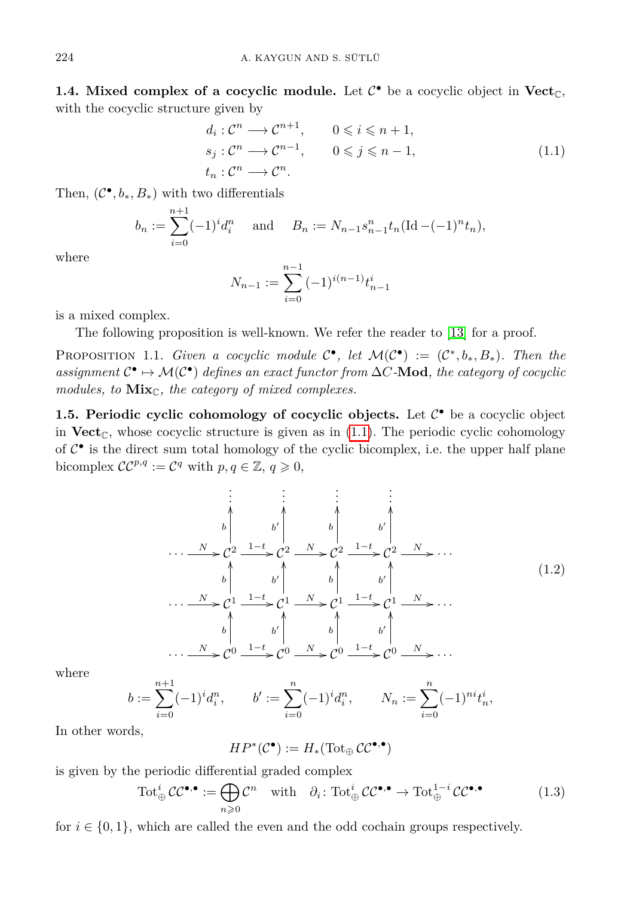**1.4. Mixed complex of a cocyclic module.** Let $\mathcal{C}^\bullet$ be a cocyclic object in $\mathbf{Vect}_\mathbb{C}$, with the cocyclic structure given by

$$
\begin{aligned}
& d_i : \mathcal{C}^n \longrightarrow \mathcal{C}^{n+1}, \qquad 0 \leqslant i \leqslant n+1, \\
& s_j : \mathcal{C}^n \longrightarrow \mathcal{C}^{n-1}, \qquad 0 \leqslant j \leqslant n-1, \\
& t_n : \mathcal{C}^n \longrightarrow \mathcal{C}^n.
\end{aligned} \tag{1.1}
$$

Then, $(\mathcal{C}^\bullet, b_*, B_*)$ with two differentials

$$
b_n := \sum_{i=0}^{n+1} (-1)^i d_i^n \quad \text{ and } \quad B_n := N_{n-1} s_{n-1}^n t_n (\mathrm{Id} - (-1)^n t_n),
$$

where

$$
N_{n-1} := \sum_{i=0}^{n-1} (-1)^{i(n-1)} t_{n-1}^i
$$

is a mixed complex.

The following proposition is well-known. We refer the reader to [13] for a proof.

Proposition 1.1. *Given a cocyclic module $\mathcal{C}^\bullet$, let $\mathcal{M}(\mathcal{C}^\bullet) := (\mathcal{C}^*, b_*, B_*)$. Then the assignment $\mathcal{C}^\bullet \mapsto \mathcal{M}(\mathcal{C}^\bullet)$ defines an exact functor from $\Delta C$-$\mathbf{Mod}$, the category of cocyclic modules, to $\mathbf{Mix}_\mathbb{C}$, the category of mixed complexes.*

**1.5. Periodic cyclic cohomology of cocyclic objects.** Let $\mathcal{C}^\bullet$ be a cocyclic object in $\mathbf{Vect}_\mathbb{C}$, whose cocyclic structure is given as in (1.1). The periodic cyclic cohomology of $\mathcal{C}^\bullet$ is the direct sum total homology of the cyclic bicomplex, i.e. the upper half plane bicomplex $\mathcal{CC}^{p,q} := \mathcal{C}^q$ with $p, q \in \mathbb{Z}$, $q \geqslant 0$,

$$
\begin{array}{ccccccccccc}
 & & \vdots & & \vdots & & \vdots & & \vdots & & \\
 & & \uparrow{\scriptstyle b} & & \uparrow{\scriptstyle b'} & & \uparrow{\scriptstyle b} & & \uparrow{\scriptstyle b'} & & \\
\cdots & \xrightarrow{N} & \mathcal{C}^2 & \xrightarrow{1-t} & \mathcal{C}^2 & \xrightarrow{N} & \mathcal{C}^2 & \xrightarrow{1-t} & \mathcal{C}^2 & \xrightarrow{N} & \cdots \\
 & & \uparrow{\scriptstyle b} & & \uparrow{\scriptstyle b'} & & \uparrow{\scriptstyle b} & & \uparrow{\scriptstyle b'} & & \\
\cdots & \xrightarrow{N} & \mathcal{C}^1 & \xrightarrow{1-t} & \mathcal{C}^1 & \xrightarrow{N} & \mathcal{C}^1 & \xrightarrow{1-t} & \mathcal{C}^1 & \xrightarrow{N} & \cdots \\
 & & \uparrow{\scriptstyle b} & & \uparrow{\scriptstyle b'} & & \uparrow{\scriptstyle b} & & \uparrow{\scriptstyle b'} & & \\
\cdots & \xrightarrow{N} & \mathcal{C}^0 & \xrightarrow{1-t} & \mathcal{C}^0 & \xrightarrow{N} & \mathcal{C}^0 & \xrightarrow{1-t} & \mathcal{C}^0 & \xrightarrow{N} & \cdots
\end{array} \tag{1.2}
$$

where

$$
b := \sum_{i=0}^{n+1} (-1)^i d_i^n, \qquad b' := \sum_{i=0}^{n} (-1)^i d_i^n, \qquad N_n := \sum_{i=0}^{n} (-1)^{ni} t_n^i,
$$

In other words,

$$
HP^*(\mathcal{C}^\bullet) := H_*(\mathrm{Tot}_\oplus \mathcal{CC}^{\bullet,\bullet})
$$

is given by the periodic differential graded complex

$$
\mathrm{Tot}_\oplus^i \mathcal{CC}^{\bullet,\bullet} := \bigoplus_{n \geqslant 0} \mathcal{C}^n \quad \text{with} \quad \partial_i \colon \mathrm{Tot}_\oplus^i \mathcal{CC}^{\bullet,\bullet} \to \mathrm{Tot}_\oplus^{1-i} \mathcal{CC}^{\bullet,\bullet} \tag{1.3}
$$

for $i \in \{0, 1\}$, which are called the even and the odd cochain groups respectively.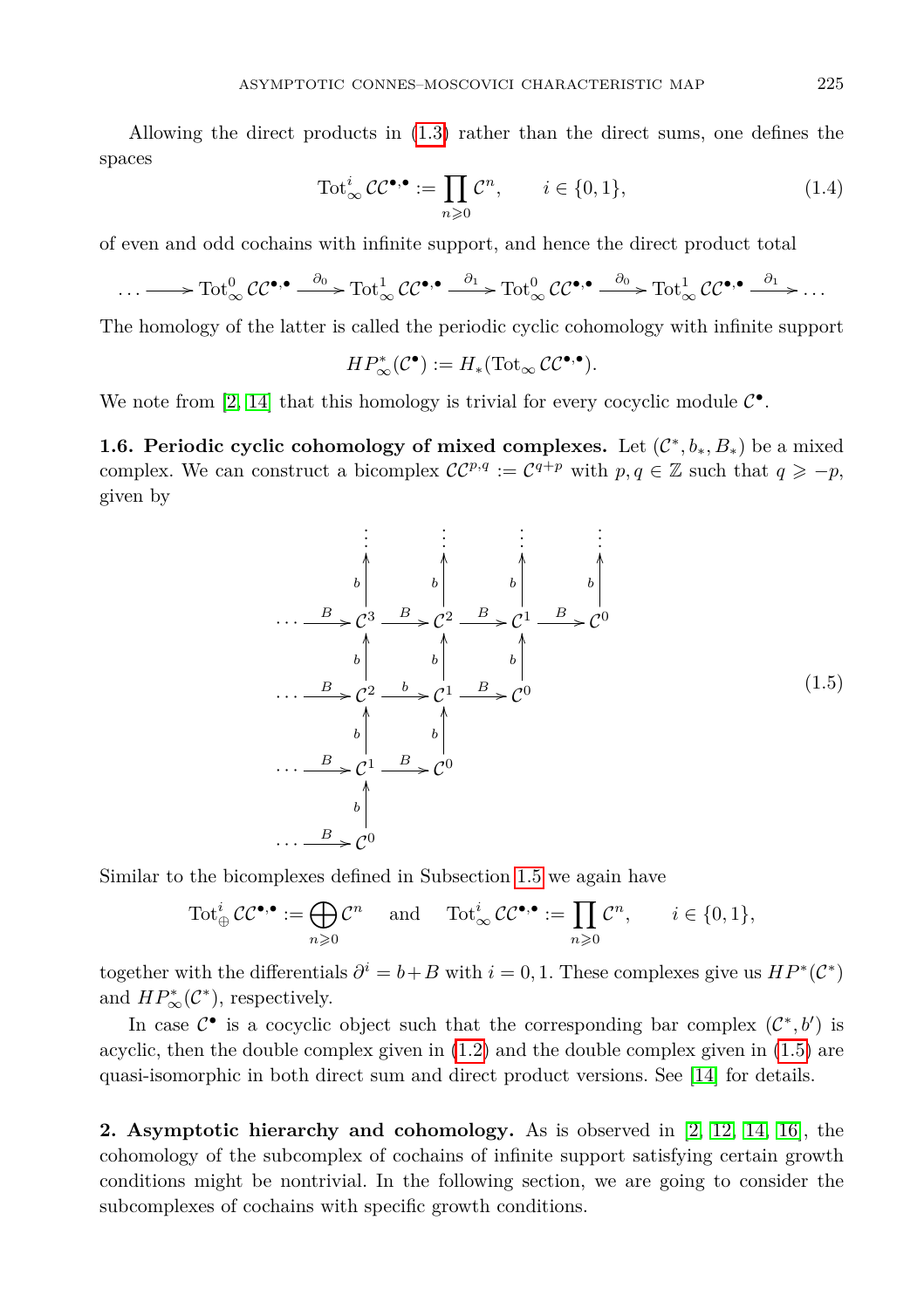Allowing the direct products in (1.3) rather than the direct sums, one defines the spaces

$$\mathrm{Tot}^i_\infty \,\mathcal{CC}^{\bullet,\bullet} := \prod_{n\geqslant 0} \mathcal{C}^n, \qquad i \in \{0,1\}, \tag{1.4}$$

of even and odd cochains with infinite support, and hence the direct product total

$$\dots \longrightarrow \mathrm{Tot}^0_\infty \,\mathcal{CC}^{\bullet,\bullet} \xrightarrow{\partial_0} \mathrm{Tot}^1_\infty \,\mathcal{CC}^{\bullet,\bullet} \xrightarrow{\partial_1} \mathrm{Tot}^0_\infty \,\mathcal{CC}^{\bullet,\bullet} \xrightarrow{\partial_0} \mathrm{Tot}^1_\infty \,\mathcal{CC}^{\bullet,\bullet} \xrightarrow{\partial_1} \dots$$

The homology of the latter is called the periodic cyclic cohomology with infinite support

$$HP^*_\infty(\mathcal{C}^\bullet) := H_*(\mathrm{Tot}_\infty \,\mathcal{CC}^{\bullet,\bullet}).$$

We note from [2, 14] that this homology is trivial for every cocyclic module $\mathcal{C}^\bullet$.

**1.6. Periodic cyclic cohomology of mixed complexes.** Let $(\mathcal{C}^*, b_*, B_*)$ be a mixed complex. We can construct a bicomplex $\mathcal{CC}^{p,q} := \mathcal{C}^{q+p}$ with $p, q \in \mathbb{Z}$ such that $q \geqslant -p$, given by

$$\begin{array}{ccccccccc}
 & & \vdots & & \vdots & & \vdots & & \vdots \\
 & & \uparrow{\scriptstyle b} & & \uparrow{\scriptstyle b} & & \uparrow{\scriptstyle b} & & \uparrow{\scriptstyle b} \\
\cdots & \xrightarrow{B} & \mathcal{C}^3 & \xrightarrow{B} & \mathcal{C}^2 & \xrightarrow{B} & \mathcal{C}^1 & \xrightarrow{B} & \mathcal{C}^0 \\
 & & \uparrow{\scriptstyle b} & & \uparrow{\scriptstyle b} & & \uparrow{\scriptstyle b} & & \\
\cdots & \xrightarrow{B} & \mathcal{C}^2 & \xrightarrow{b} & \mathcal{C}^1 & \xrightarrow{B} & \mathcal{C}^0 & & \\
 & & \uparrow{\scriptstyle b} & & \uparrow{\scriptstyle b} & & & & \\
\cdots & \xrightarrow{B} & \mathcal{C}^1 & \xrightarrow{B} & \mathcal{C}^0 & & & & \\
 & & \uparrow{\scriptstyle b} & & & & & & \\
\cdots & \xrightarrow{B} & \mathcal{C}^0 & & & & & &
\end{array} \tag{1.5}$$

Similar to the bicomplexes defined in Subsection 1.5 we again have

$$\mathrm{Tot}^i_\oplus \,\mathcal{CC}^{\bullet,\bullet} := \bigoplus_{n\geqslant 0} \mathcal{C}^n \quad \text{ and } \quad \mathrm{Tot}^i_\infty \,\mathcal{CC}^{\bullet,\bullet} := \prod_{n\geqslant 0} \mathcal{C}^n, \qquad i \in \{0,1\},$$

together with the differentials $\partial^i = b + B$ with $i = 0, 1$. These complexes give us $HP^*(\mathcal{C}^*)$ and $HP^*_\infty(\mathcal{C}^*)$, respectively.

In case $\mathcal{C}^\bullet$ is a cocyclic object such that the corresponding bar complex $(\mathcal{C}^*, b')$ is acyclic, then the double complex given in (1.2) and the double complex given in (1.5) are quasi-isomorphic in both direct sum and direct product versions. See [14] for details.

## 2. Asymptotic hierarchy and cohomology.

As is observed in [2, 12, 14, 16], the cohomology of the subcomplex of cochains of infinite support satisfying certain growth conditions might be nontrivial. In the following section, we are going to consider the subcomplexes of cochains with specific growth conditions.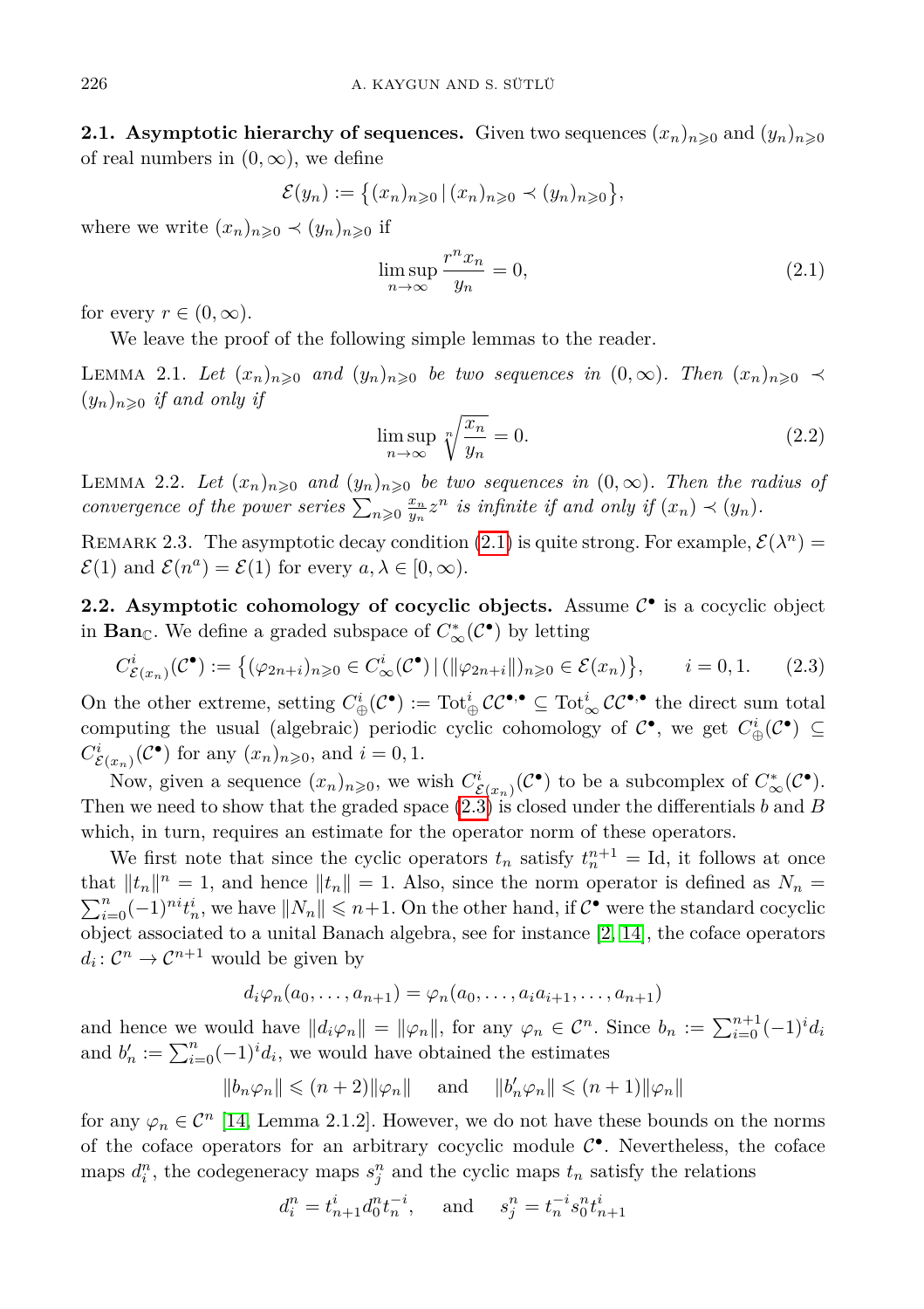**2.1. Asymptotic hierarchy of sequences.** Given two sequences $(x_n)_{n\geqslant 0}$ and $(y_n)_{n\geqslant 0}$ of real numbers in $(0,\infty)$, we define

$$\mathcal{E}(y_n) := \big\{(x_n)_{n\geqslant 0} \,|\, (x_n)_{n\geqslant 0} \prec (y_n)_{n\geqslant 0}\big\},$$

where we write $(x_n)_{n\geqslant 0} \prec (y_n)_{n\geqslant 0}$ if

$$\limsup_{n\to\infty} \frac{r^n x_n}{y_n} = 0, \tag{2.1}$$

for every $r \in (0,\infty)$.

We leave the proof of the following simple lemmas to the reader.

Lemma 2.1. *Let $(x_n)_{n\geqslant 0}$ and $(y_n)_{n\geqslant 0}$ be two sequences in $(0,\infty)$. Then $(x_n)_{n\geqslant 0} \prec (y_n)_{n\geqslant 0}$ if and only if*

$$\limsup_{n\to\infty} \sqrt[n]{\frac{x_n}{y_n}} = 0. \tag{2.2}$$

Lemma 2.2. *Let $(x_n)_{n\geqslant 0}$ and $(y_n)_{n\geqslant 0}$ be two sequences in $(0,\infty)$. Then the radius of convergence of the power series $\sum_{n\geqslant 0} \frac{x_n}{y_n} z^n$ is infinite if and only if $(x_n) \prec (y_n)$.*

Remark 2.3. The asymptotic decay condition (2.1) is quite strong. For example, $\mathcal{E}(\lambda^n) = \mathcal{E}(1)$ and $\mathcal{E}(n^a) = \mathcal{E}(1)$ for every $a, \lambda \in [0,\infty)$.

**2.2. Asymptotic cohomology of cocyclic objects.** Assume $\mathcal{C}^\bullet$ is a cocyclic object in $\mathbf{Ban}_{\mathbb{C}}$. We define a graded subspace of $C^*_\infty(\mathcal{C}^\bullet)$ by letting

$$C^i_{\mathcal{E}(x_n)}(\mathcal{C}^\bullet) := \big\{(\varphi_{2n+i})_{n\geqslant 0} \in C^i_\infty(\mathcal{C}^\bullet) \,|\, (\|\varphi_{2n+i}\|)_{n\geqslant 0} \in \mathcal{E}(x_n)\big\}, \qquad i = 0, 1. \tag{2.3}$$

On the other extreme, setting $C^i_\oplus(\mathcal{C}^\bullet) := \mathrm{Tot}^i_\oplus \mathcal{CC}^{\bullet,\bullet} \subseteq \mathrm{Tot}^i_\infty \mathcal{CC}^{\bullet,\bullet}$ the direct sum total computing the usual (algebraic) periodic cyclic cohomology of $\mathcal{C}^\bullet$, we get $C^i_\oplus(\mathcal{C}^\bullet) \subseteq C^i_{\mathcal{E}(x_n)}(\mathcal{C}^\bullet)$ for any $(x_n)_{n\geqslant 0}$, and $i = 0, 1$.

Now, given a sequence $(x_n)_{n\geqslant 0}$, we wish $C^i_{\mathcal{E}(x_n)}(\mathcal{C}^\bullet)$ to be a subcomplex of $C^*_\infty(\mathcal{C}^\bullet)$. Then we need to show that the graded space (2.3) is closed under the differentials $b$ and $B$ which, in turn, requires an estimate for the operator norm of these operators.

We first note that since the cyclic operators $t_n$ satisfy $t_n^{n+1} = \mathrm{Id}$, it follows at once that $\|t_n\|^n = 1$, and hence $\|t_n\| = 1$. Also, since the norm operator is defined as $N_n = \sum_{i=0}^n (-1)^{ni} t_n^i$, we have $\|N_n\| \leqslant n+1$. On the other hand, if $\mathcal{C}^\bullet$ were the standard cocyclic object associated to a unital Banach algebra, see for instance [2, 14], the coface operators $d_i\colon \mathcal{C}^n \to \mathcal{C}^{n+1}$ would be given by

$$d_i\varphi_n(a_0,\ldots,a_{n+1}) = \varphi_n(a_0,\ldots,a_i a_{i+1},\ldots,a_{n+1})$$

and hence we would have $\|d_i\varphi_n\| = \|\varphi_n\|$, for any $\varphi_n \in \mathcal{C}^n$. Since $b_n := \sum_{i=0}^{n+1}(-1)^i d_i$ and $b'_n := \sum_{i=0}^{n}(-1)^i d_i$, we would have obtained the estimates

$$\|b_n\varphi_n\| \leqslant (n+2)\|\varphi_n\| \quad \text{ and } \quad \|b'_n\varphi_n\| \leqslant (n+1)\|\varphi_n\|$$

for any $\varphi_n \in \mathcal{C}^n$ [14, Lemma 2.1.2]. However, we do not have these bounds on the norms of the coface operators for an arbitrary cocyclic module $\mathcal{C}^\bullet$. Nevertheless, the coface maps $d_i^n$, the codegeneracy maps $s_j^n$ and the cyclic maps $t_n$ satisfy the relations

$$d_i^n = t_{n+1}^i d_0^n t_n^{-i}, \quad \text{ and } \quad s_j^n = t_n^{-i} s_0^n t_{n+1}^i$$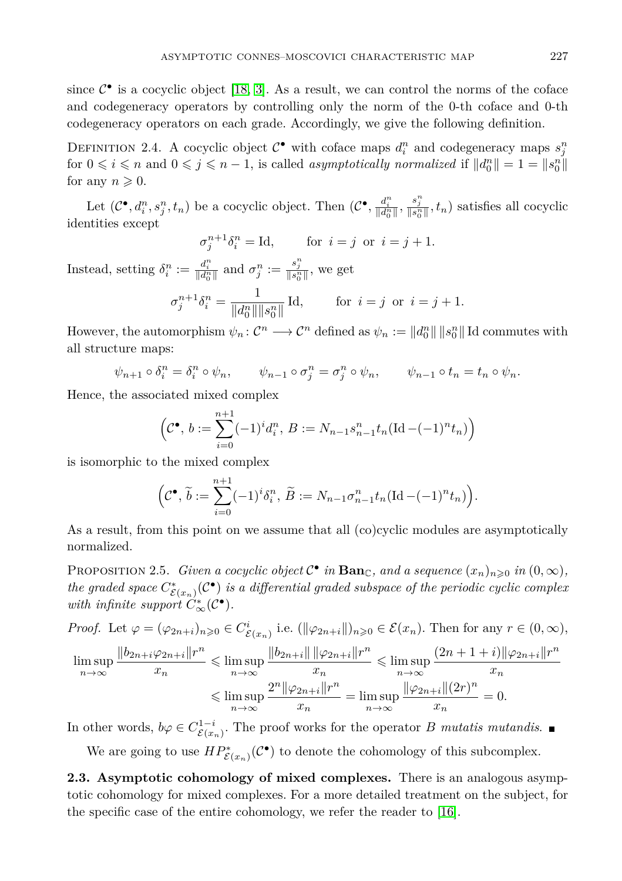since $\mathcal{C}^\bullet$ is a cocyclic object [18, 3]. As a result, we can control the norms of the coface and codegeneracy operators by controlling only the norm of the 0-th coface and 0-th codegeneracy operators on each grade. Accordingly, we give the following definition.

DEFINITION 2.4. A cocyclic object $\mathcal{C}^\bullet$ with coface maps $d_i^n$ and codegeneracy maps $s_j^n$ for $0 \leqslant i \leqslant n$ and $0 \leqslant j \leqslant n-1$, is called *asymptotically normalized* if $\|d_0^n\| = 1 = \|s_0^n\|$ for any $n \geqslant 0$.

Let $(\mathcal{C}^\bullet, d_i^n, s_j^n, t_n)$ be a cocyclic object. Then $(\mathcal{C}^\bullet, \frac{d_i^n}{\|d_0^n\|}, \frac{s_j^n}{\|s_0^n\|}, t_n)$ satisfies all cocyclic identities except

$$\sigma_j^{n+1}\delta_i^n = \mathrm{Id}, \qquad \text{for } i = j \text{ or } i = j+1.$$

Instead, setting $\delta_i^n := \frac{d_i^n}{\|d_0^n\|}$ and $\sigma_j^n := \frac{s_j^n}{\|s_0^n\|}$, we get

$$\sigma_j^{n+1}\delta_i^n = \frac{1}{\|d_0^n\|\|s_0^n\|}\,\mathrm{Id}, \qquad \text{for } i = j \text{ or } i = j+1.$$

However, the automorphism $\psi_n \colon \mathcal{C}^n \longrightarrow \mathcal{C}^n$ defined as $\psi_n := \|d_0^n\|\,\|s_0^n\|\,\mathrm{Id}$ commutes with all structure maps:

$$\psi_{n+1} \circ \delta_i^n = \delta_i^n \circ \psi_n, \qquad \psi_{n-1} \circ \sigma_j^n = \sigma_j^n \circ \psi_n, \qquad \psi_{n-1} \circ t_n = t_n \circ \psi_n.$$

Hence, the associated mixed complex

$$\Big(\mathcal{C}^\bullet,\, b := \sum_{i=0}^{n+1}(-1)^i d_i^n,\, B := N_{n-1}s_{n-1}^n t_n(\mathrm{Id} - (-1)^n t_n)\Big)$$

is isomorphic to the mixed complex

$$\Big(\mathcal{C}^\bullet,\, \widetilde{b} := \sum_{i=0}^{n+1}(-1)^i \delta_i^n,\, \widetilde{B} := N_{n-1}\sigma_{n-1}^n t_n(\mathrm{Id} - (-1)^n t_n)\Big).$$

As a result, from this point on we assume that all (co)cyclic modules are asymptotically normalized.

PROPOSITION 2.5. *Given a cocyclic object $\mathcal{C}^\bullet$ in $\mathbf{Ban}_\mathbb{C}$, and a sequence $(x_n)_{n\geqslant 0}$ in $(0,\infty)$, the graded space $C^*_{\mathcal{E}(x_n)}(\mathcal{C}^\bullet)$ is a differential graded subspace of the periodic cyclic complex with infinite support $C^*_\infty(\mathcal{C}^\bullet)$.*

*Proof.* Let $\varphi = (\varphi_{2n+i})_{n\geqslant 0} \in C^i_{\mathcal{E}(x_n)}$ i.e. $(\|\varphi_{2n+i}\|)_{n\geqslant 0} \in \mathcal{E}(x_n)$. Then for any $r \in (0,\infty)$,

$$\begin{aligned}
\limsup_{n\to\infty} \frac{\|b_{2n+i}\varphi_{2n+i}\| r^n}{x_n} &\leqslant \limsup_{n\to\infty} \frac{\|b_{2n+i}\|\,\|\varphi_{2n+i}\| r^n}{x_n} \leqslant \limsup_{n\to\infty} \frac{(2n+1+i)\|\varphi_{2n+i}\| r^n}{x_n} \\
&\leqslant \limsup_{n\to\infty} \frac{2^n\|\varphi_{2n+i}\| r^n}{x_n} = \limsup_{n\to\infty} \frac{\|\varphi_{2n+i}\|(2r)^n}{x_n} = 0.
\end{aligned}$$

In other words, $b\varphi \in C^{1-i}_{\mathcal{E}(x_n)}$. The proof works for the operator $B$ *mutatis mutandis.* ∎

We are going to use $HP^*_{\mathcal{E}(x_n)}(\mathcal{C}^\bullet)$ to denote the cohomology of this subcomplex.

**2.3. Asymptotic cohomology of mixed complexes.** There is an analogous asymptotic cohomology for mixed complexes. For a more detailed treatment on the subject, for the specific case of the entire cohomology, we refer the reader to [16].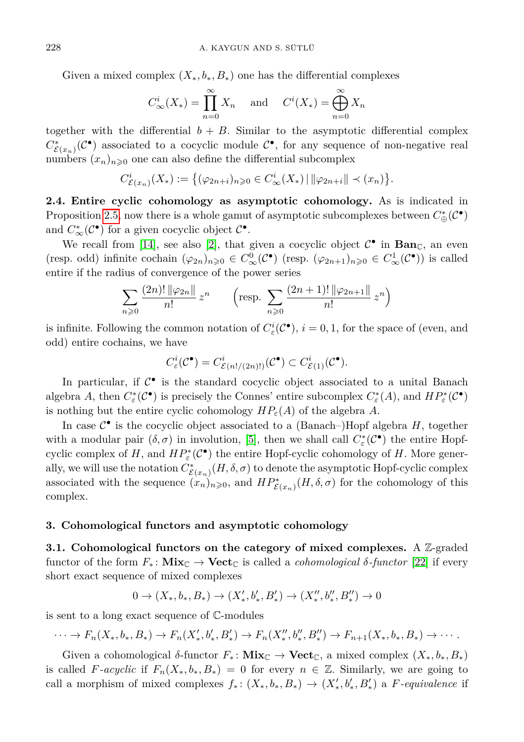Given a mixed complex $(X_*, b_*, B_*)$ one has the differential complexes

$$C^i_\infty(X_*) = \prod_{n=0}^{\infty} X_n \quad \text{and} \quad C^i(X_*) = \bigoplus_{n=0}^{\infty} X_n$$

together with the differential $b + B$. Similar to the asymptotic differential complex $C^*_{\mathcal{E}(x_n)}(\mathcal{C}^\bullet)$ associated to a cocyclic module $\mathcal{C}^\bullet$, for any sequence of non-negative real numbers $(x_n)_{n\geqslant 0}$ one can also define the differential subcomplex

$$C^i_{\mathcal{E}(x_n)}(X_*) := \big\{(\varphi_{2n+i})_{n\geqslant 0} \in C^i_\infty(X_*) \,\big|\, \|\varphi_{2n+i}\| \prec (x_n)\big\}.$$

**2.4. Entire cyclic cohomology as asymptotic cohomology.** As is indicated in Proposition 2.5, now there is a whole gamut of asymptotic subcomplexes between $C^*_\oplus(\mathcal{C}^\bullet)$ and $C^*_\infty(\mathcal{C}^\bullet)$ for a given cocyclic object $\mathcal{C}^\bullet$.

We recall from [14], see also [2], that given a cocyclic object $\mathcal{C}^\bullet$ in $\mathbf{Ban}_\mathbb{C}$, an even (resp. odd) infinite cochain $(\varphi_{2n})_{n\geqslant 0} \in C^0_\infty(\mathcal{C}^\bullet)$ (resp. $(\varphi_{2n+1})_{n\geqslant 0} \in C^1_\infty(\mathcal{C}^\bullet)$) is called entire if the radius of convergence of the power series

$$\sum_{n\geqslant 0} \frac{(2n)!\,\|\varphi_{2n}\|}{n!}\, z^n \qquad \Big(\text{resp. } \sum_{n\geqslant 0} \frac{(2n+1)!\,\|\varphi_{2n+1}\|}{n!}\, z^n\Big)$$

is infinite. Following the common notation of $C^i_\varepsilon(\mathcal{C}^\bullet)$, $i = 0, 1$, for the space of (even, and odd) entire cochains, we have

$$C^i_\varepsilon(\mathcal{C}^\bullet) = C^i_{\mathcal{E}(n!/(2n)!)}(\mathcal{C}^\bullet) \subset C^i_{\mathcal{E}(1)}(\mathcal{C}^\bullet).$$

In particular, if $\mathcal{C}^\bullet$ is the standard cocyclic object associated to a unital Banach algebra $A$, then $C^*_\varepsilon(\mathcal{C}^\bullet)$ is precisely the Connes' entire subcomplex $C^*_\varepsilon(A)$, and $HP^*_\varepsilon(\mathcal{C}^\bullet)$ is nothing but the entire cyclic cohomology $HP_\varepsilon(A)$ of the algebra $A$.

In case $\mathcal{C}^\bullet$ is the cocyclic object associated to a (Banach–)Hopf algebra $H$, together with a modular pair $(\delta, \sigma)$ in involution, [5], then we shall call $C^*_\varepsilon(\mathcal{C}^\bullet)$ the entire Hopf-cyclic complex of $H$, and $HP^*_\varepsilon(\mathcal{C}^\bullet)$ the entire Hopf-cyclic cohomology of $H$. More generally, we will use the notation $C^*_{\mathcal{E}(x_n)}(H, \delta, \sigma)$ to denote the asymptotic Hopf-cyclic complex associated with the sequence $(x_n)_{n\geqslant 0}$, and $HP^*_{\mathcal{E}(x_n)}(H, \delta, \sigma)$ for the cohomology of this complex.

## 3. Cohomological functors and asymptotic cohomology

**3.1. Cohomological functors on the category of mixed complexes.** A $\mathbb{Z}$-graded functor of the form $F_*\colon \mathbf{Mix}_\mathbb{C} \to \mathbf{Vect}_\mathbb{C}$ is called a *cohomological $\delta$-functor* [22] if every short exact sequence of mixed complexes

$$0 \to (X_*, b_*, B_*) \to (X'_*, b'_*, B'_*) \to (X''_*, b''_*, B''_*) \to 0$$

is sent to a long exact sequence of $\mathbb{C}$-modules

$$\cdots \to F_n(X_*, b_*, B_*) \to F_n(X'_*, b'_*, B'_*) \to F_n(X''_*, b''_*, B''_*) \to F_{n+1}(X_*, b_*, B_*) \to \cdots.$$

Given a cohomological $\delta$-functor $F_*\colon \mathbf{Mix}_\mathbb{C} \to \mathbf{Vect}_\mathbb{C}$, a mixed complex $(X_*, b_*, B_*)$ is called *$F$-acyclic* if $F_n(X_*, b_*, B_*) = 0$ for every $n \in \mathbb{Z}$. Similarly, we are going to call a morphism of mixed complexes $f_*\colon (X_*, b_*, B_*) \to (X'_*, b'_*, B'_*)$ a *$F$-equivalence* if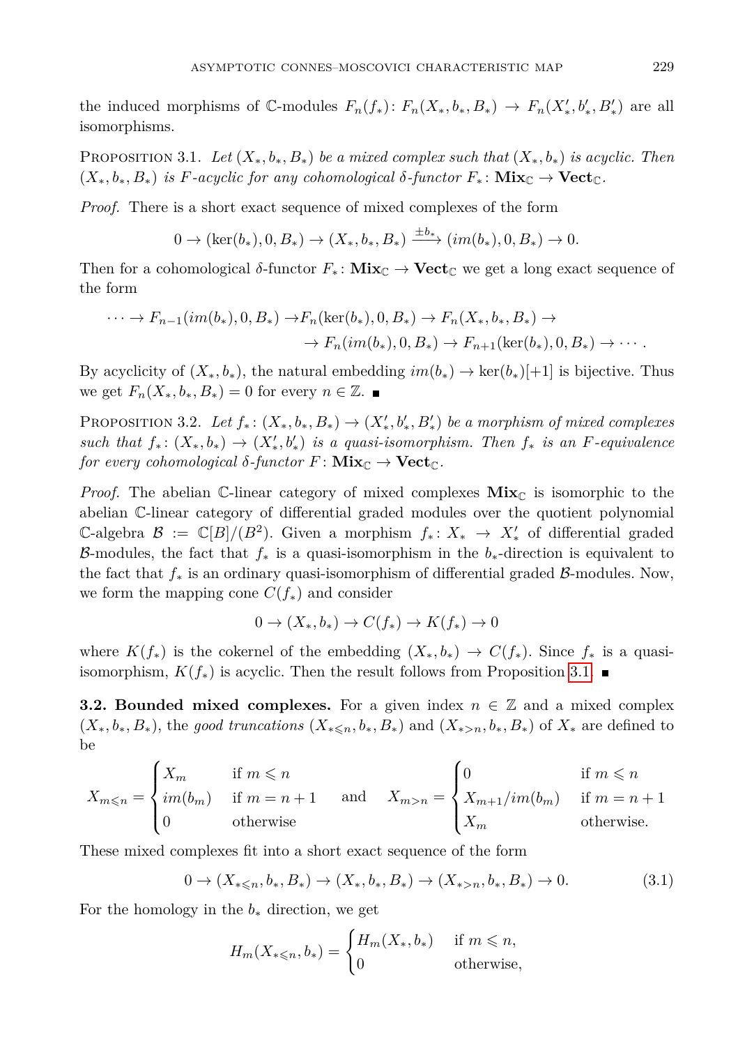the induced morphisms of $\mathbb{C}$-modules $F_n(f_*)\colon F_n(X_*, b_*, B_*) \to F_n(X'_*, b'_*, B'_*)$ are all isomorphisms.

Proposition 3.1. *Let $(X_*, b_*, B_*)$ be a mixed complex such that $(X_*, b_*)$ is acyclic. Then $(X_*, b_*, B_*)$ is $F$-acyclic for any cohomological $\delta$-functor $F_*\colon \mathbf{Mix}_{\mathbb{C}} \to \mathbf{Vect}_{\mathbb{C}}$.*

*Proof.* There is a short exact sequence of mixed complexes of the form

$$0 \to (\ker(b_*), 0, B_*) \to (X_*, b_*, B_*) \xrightarrow{\pm b_*} (im(b_*), 0, B_*) \to 0.$$

Then for a cohomological $\delta$-functor $F_*\colon \mathbf{Mix}_{\mathbb{C}} \to \mathbf{Vect}_{\mathbb{C}}$ we get a long exact sequence of the form

$$\begin{aligned}\cdots \to F_{n-1}(im(b_*), 0, B_*) \to &F_n(\ker(b_*), 0, B_*) \to F_n(X_*, b_*, B_*) \to \\ &\to F_n(im(b_*), 0, B_*) \to F_{n+1}(\ker(b_*), 0, B_*) \to \cdots .\end{aligned}$$

By acyclicity of $(X_*, b_*)$, the natural embedding $im(b_*) \to \ker(b_*)[+1]$ is bijective. Thus we get $F_n(X_*, b_*, B_*) = 0$ for every $n \in \mathbb{Z}$. ∎

Proposition 3.2. *Let $f_*\colon (X_*, b_*, B_*) \to (X'_*, b'_*, B'_*)$ be a morphism of mixed complexes such that $f_*\colon (X_*, b_*) \to (X'_*, b'_*)$ is a quasi-isomorphism. Then $f_*$ is an $F$-equivalence for every cohomological $\delta$-functor $F\colon \mathbf{Mix}_{\mathbb{C}} \to \mathbf{Vect}_{\mathbb{C}}$.*

*Proof.* The abelian $\mathbb{C}$-linear category of mixed complexes $\mathbf{Mix}_{\mathbb{C}}$ is isomorphic to the abelian $\mathbb{C}$-linear category of differential graded modules over the quotient polynomial $\mathbb{C}$-algebra $\mathcal{B} := \mathbb{C}[B]/(B^2)$. Given a morphism $f_*\colon X_* \to X'_*$ of differential graded $\mathcal{B}$-modules, the fact that $f_*$ is a quasi-isomorphism in the $b_*$-direction is equivalent to the fact that $f_*$ is an ordinary quasi-isomorphism of differential graded $\mathcal{B}$-modules. Now, we form the mapping cone $C(f_*)$ and consider

$$0 \to (X_*, b_*) \to C(f_*) \to K(f_*) \to 0$$

where $K(f_*)$ is the cokernel of the embedding $(X_*, b_*) \to C(f_*)$. Since $f_*$ is a quasi-isomorphism, $K(f_*)$ is acyclic. Then the result follows from Proposition 3.1. ∎

**3.2. Bounded mixed complexes.** For a given index $n \in \mathbb{Z}$ and a mixed complex $(X_*, b_*, B_*)$, the *good truncations* $(X_{*\leqslant n}, b_*, B_*)$ and $(X_{*>n}, b_*, B_*)$ of $X_*$ are defined to be

$$X_{m\leqslant n} = \begin{cases} X_m & \text{if } m \leqslant n \\ im(b_m) & \text{if } m = n+1 \\ 0 & \text{otherwise} \end{cases} \quad \text{and} \quad X_{m>n} = \begin{cases} 0 & \text{if } m \leqslant n \\ X_{m+1}/im(b_m) & \text{if } m = n+1 \\ X_m & \text{otherwise.} \end{cases}$$

These mixed complexes fit into a short exact sequence of the form

$$0 \to (X_{*\leqslant n}, b_*, B_*) \to (X_*, b_*, B_*) \to (X_{*>n}, b_*, B_*) \to 0. \tag{3.1}$$

For the homology in the $b_*$ direction, we get

$$H_m(X_{*\leqslant n}, b_*) = \begin{cases} H_m(X_*, b_*) & \text{if } m \leqslant n, \\ 0 & \text{otherwise,} \end{cases}$$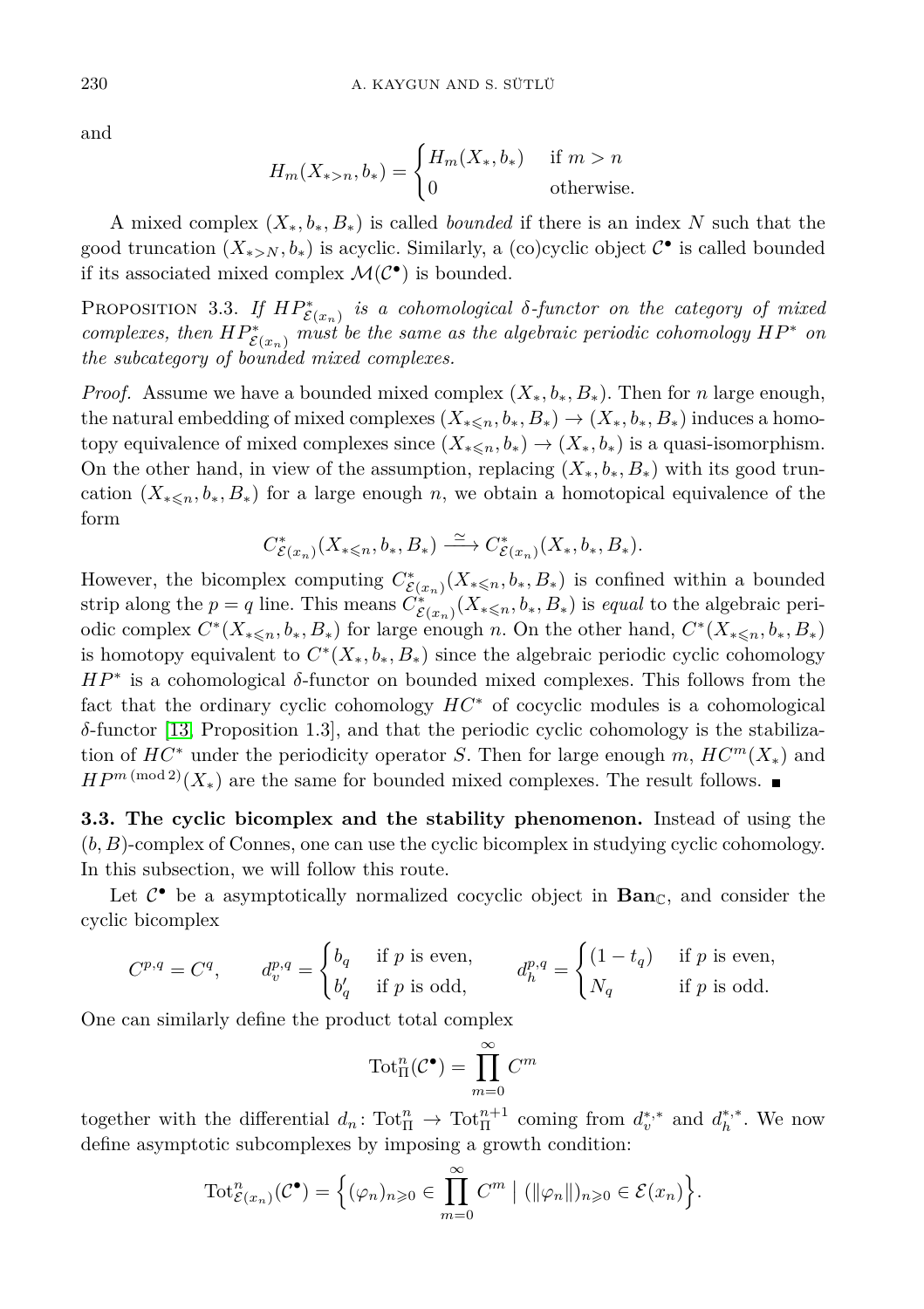and

$$H_m(X_{*>n}, b_*) = \begin{cases} H_m(X_*, b_*) & \text{if } m > n \\ 0 & \text{otherwise.} \end{cases}$$

A mixed complex $(X_*, b_*, B_*)$ is called *bounded* if there is an index $N$ such that the good truncation $(X_{*>N}, b_*)$ is acyclic. Similarly, a (co)cyclic object $\mathcal{C}^\bullet$ is called bounded if its associated mixed complex $\mathcal{M}(\mathcal{C}^\bullet)$ is bounded.

PROPOSITION 3.3. *If $HP^*_{\mathcal{E}(x_n)}$ is a cohomological $\delta$-functor on the category of mixed complexes, then $HP^*_{\mathcal{E}(x_n)}$ must be the same as the algebraic periodic cohomology $HP^*$ on the subcategory of bounded mixed complexes.*

*Proof.* Assume we have a bounded mixed complex $(X_*, b_*, B_*)$. Then for $n$ large enough, the natural embedding of mixed complexes $(X_{*\leqslant n}, b_*, B_*) \to (X_*, b_*, B_*)$ induces a homotopy equivalence of mixed complexes since $(X_{*\leqslant n}, b_*) \to (X_*, b_*)$ is a quasi-isomorphism. On the other hand, in view of the assumption, replacing $(X_*, b_*, B_*)$ with its good truncation $(X_{*\leqslant n}, b_*, B_*)$ for a large enough $n$, we obtain a homotopical equivalence of the form

$$C^*_{\mathcal{E}(x_n)}(X_{*\leqslant n}, b_*, B_*) \xrightarrow{\simeq} C^*_{\mathcal{E}(x_n)}(X_*, b_*, B_*).$$

However, the bicomplex computing $C^*_{\mathcal{E}(x_n)}(X_{*\leqslant n}, b_*, B_*)$ is confined within a bounded strip along the $p = q$ line. This means $C^*_{\mathcal{E}(x_n)}(X_{*\leqslant n}, b_*, B_*)$ is *equal* to the algebraic periodic complex $C^*(X_{*\leqslant n}, b_*, B_*)$ for large enough $n$. On the other hand, $C^*(X_{*\leqslant n}, b_*, B_*)$ is homotopy equivalent to $C^*(X_*, b_*, B_*)$ since the algebraic periodic cyclic cohomology $HP^*$ is a cohomological $\delta$-functor on bounded mixed complexes. This follows from the fact that the ordinary cyclic cohomology $HC^*$ of cocyclic modules is a cohomological $\delta$-functor [13, Proposition 1.3], and that the periodic cyclic cohomology is the stabilization of $HC^*$ under the periodicity operator $S$. Then for large enough $m$, $HC^m(X_*)$ and $HP^{m\,(\mathrm{mod}\,2)}(X_*)$ are the same for bounded mixed complexes. The result follows. ∎

**3.3. The cyclic bicomplex and the stability phenomenon.** Instead of using the $(b, B)$-complex of Connes, one can use the cyclic bicomplex in studying cyclic cohomology. In this subsection, we will follow this route.

Let $\mathcal{C}^\bullet$ be a asymptotically normalized cocyclic object in $\mathbf{Ban}_\mathbb{C}$, and consider the cyclic bicomplex

$$C^{p,q} = C^q, \qquad d_v^{p,q} = \begin{cases} b_q & \text{if } p \text{ is even,} \\ b'_q & \text{if } p \text{ is odd,} \end{cases} \qquad d_h^{p,q} = \begin{cases} (1 - t_q) & \text{if } p \text{ is even,} \\ N_q & \text{if } p \text{ is odd.} \end{cases}$$

One can similarly define the product total complex

$$\mathrm{Tot}^n_\Pi(\mathcal{C}^\bullet) = \prod_{m=0}^\infty C^m$$

together with the differential $d_n \colon \mathrm{Tot}^n_\Pi \to \mathrm{Tot}^{n+1}_\Pi$ coming from $d_v^{*,*}$ and $d_h^{*,*}$. We now define asymptotic subcomplexes by imposing a growth condition:

$$\mathrm{Tot}^n_{\mathcal{E}(x_n)}(\mathcal{C}^\bullet) = \Big\{ (\varphi_n)_{n\geqslant 0} \in \prod_{m=0}^\infty C^m \;\Big|\; (\|\varphi_n\|)_{n\geqslant 0} \in \mathcal{E}(x_n) \Big\}.$$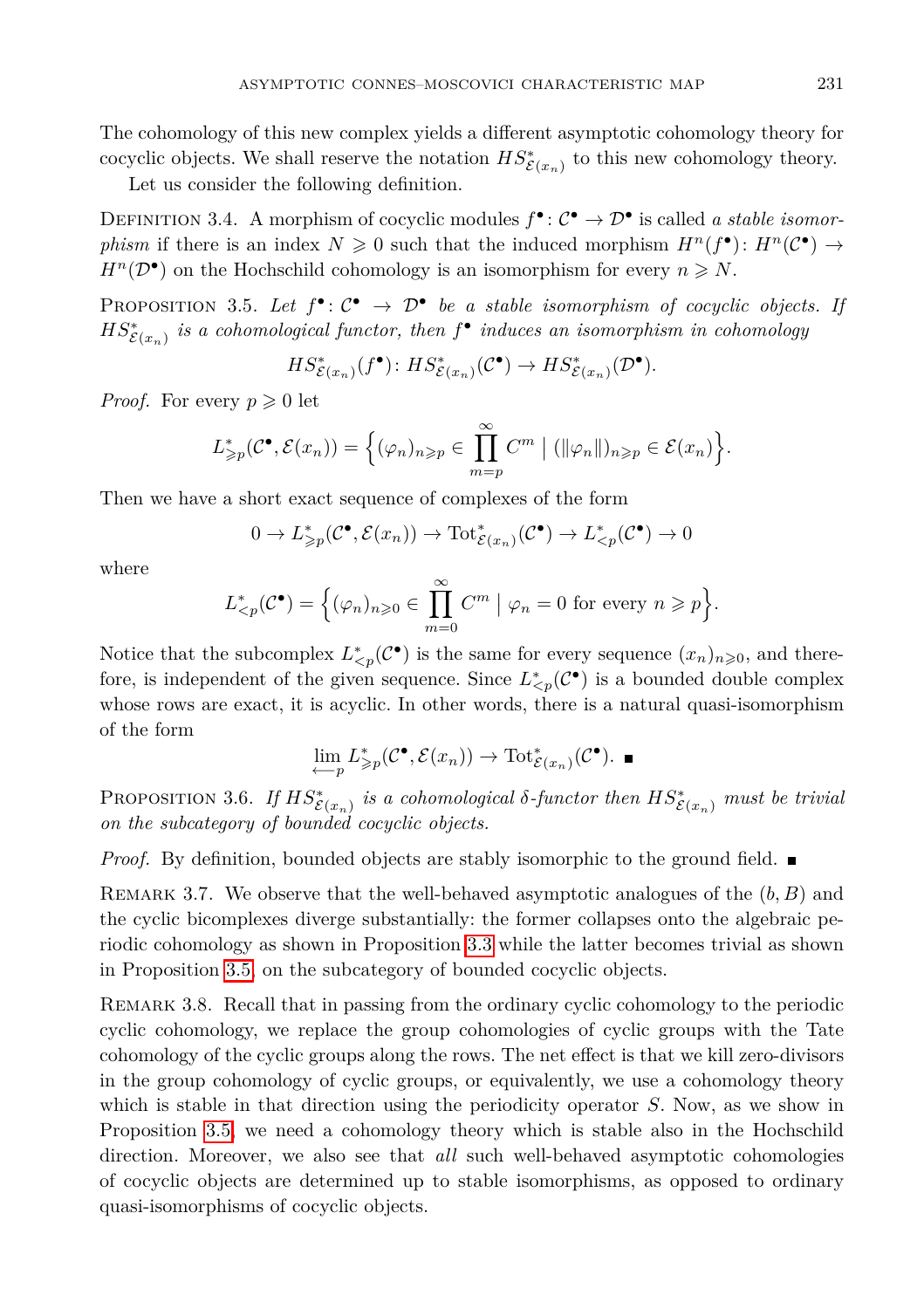The cohomology of this new complex yields a different asymptotic cohomology theory for cocyclic objects. We shall reserve the notation $HS^*_{\mathcal{E}(x_n)}$ to this new cohomology theory.

Let us consider the following definition.

Definition 3.4. A morphism of cocyclic modules $f^\bullet\colon \mathcal{C}^\bullet \to \mathcal{D}^\bullet$ is called *a stable isomorphism* if there is an index $N \geqslant 0$ such that the induced morphism $H^n(f^\bullet)\colon H^n(\mathcal{C}^\bullet) \to H^n(\mathcal{D}^\bullet)$ on the Hochschild cohomology is an isomorphism for every $n \geqslant N$.

Proposition 3.5. *Let $f^\bullet\colon \mathcal{C}^\bullet \to \mathcal{D}^\bullet$ be a stable isomorphism of cocyclic objects. If $HS^*_{\mathcal{E}(x_n)}$ is a cohomological functor, then $f^\bullet$ induces an isomorphism in cohomology*

$$HS^*_{\mathcal{E}(x_n)}(f^\bullet)\colon HS^*_{\mathcal{E}(x_n)}(\mathcal{C}^\bullet) \to HS^*_{\mathcal{E}(x_n)}(\mathcal{D}^\bullet).$$

*Proof.* For every $p \geqslant 0$ let

$$L^*_{\geqslant p}(\mathcal{C}^\bullet, \mathcal{E}(x_n)) = \Big\{ (\varphi_n)_{n\geqslant p} \in \prod_{m=p}^{\infty} C^m \mid (\|\varphi_n\|)_{n\geqslant p} \in \mathcal{E}(x_n) \Big\}.$$

Then we have a short exact sequence of complexes of the form

$$0 \to L^*_{\geqslant p}(\mathcal{C}^\bullet, \mathcal{E}(x_n)) \to \mathrm{Tot}^*_{\mathcal{E}(x_n)}(\mathcal{C}^\bullet) \to L^*_{<p}(\mathcal{C}^\bullet) \to 0$$

where

$$L^*_{<p}(\mathcal{C}^\bullet) = \Big\{ (\varphi_n)_{n\geqslant 0} \in \prod_{m=0}^{\infty} C^m \mid \varphi_n = 0 \text{ for every } n \geqslant p \Big\}.$$

Notice that the subcomplex $L^*_{<p}(\mathcal{C}^\bullet)$ is the same for every sequence $(x_n)_{n\geqslant 0}$, and therefore, is independent of the given sequence. Since $L^*_{<p}(\mathcal{C}^\bullet)$ is a bounded double complex whose rows are exact, it is acyclic. In other words, there is a natural quasi-isomorphism of the form

$$\varprojlim_p L^*_{\geqslant p}(\mathcal{C}^\bullet, \mathcal{E}(x_n)) \to \mathrm{Tot}^*_{\mathcal{E}(x_n)}(\mathcal{C}^\bullet). \ ∎$$

Proposition 3.6. *If $HS^*_{\mathcal{E}(x_n)}$ is a cohomological $\delta$-functor then $HS^*_{\mathcal{E}(x_n)}$ must be trivial on the subcategory of bounded cocyclic objects.*

*Proof.* By definition, bounded objects are stably isomorphic to the ground field. ∎

Remark 3.7. We observe that the well-behaved asymptotic analogues of the $(b, B)$ and the cyclic bicomplexes diverge substantially: the former collapses onto the algebraic periodic cohomology as shown in Proposition 3.3 while the latter becomes trivial as shown in Proposition 3.5 on the subcategory of bounded cocyclic objects.

Remark 3.8. Recall that in passing from the ordinary cyclic cohomology to the periodic cyclic cohomology, we replace the group cohomologies of cyclic groups with the Tate cohomology of the cyclic groups along the rows. The net effect is that we kill zero-divisors in the group cohomology of cyclic groups, or equivalently, we use a cohomology theory which is stable in that direction using the periodicity operator $S$. Now, as we show in Proposition 3.5, we need a cohomology theory which is stable also in the Hochschild direction. Moreover, we also see that *all* such well-behaved asymptotic cohomologies of cocyclic objects are determined up to stable isomorphisms, as opposed to ordinary quasi-isomorphisms of cocyclic objects.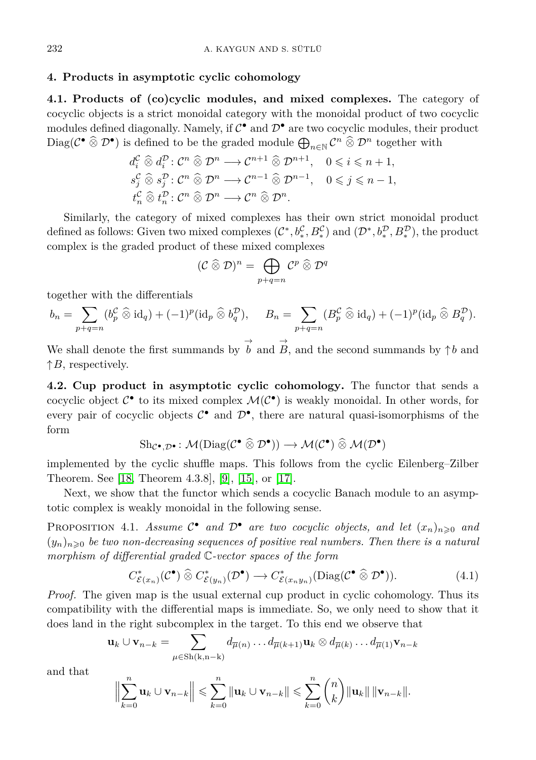## 4. Products in asymptotic cyclic cohomology

**4.1. Products of (co)cyclic modules, and mixed complexes.** The category of cocyclic objects is a strict monoidal category with the monoidal product of two cocyclic modules defined diagonally. Namely, if $\mathcal{C}^\bullet$ and $\mathcal{D}^\bullet$ are two cocyclic modules, their product $\mathrm{Diag}(\mathcal{C}^\bullet \widehat{\otimes} \mathcal{D}^\bullet)$ is defined to be the graded module $\bigoplus_{n\in\mathbb{N}} \mathcal{C}^n \widehat{\otimes} \mathcal{D}^n$ together with

$$
\begin{aligned}
d_i^{\mathcal{C}} \widehat{\otimes} d_i^{\mathcal{D}} &\colon \mathcal{C}^n \widehat{\otimes} \mathcal{D}^n \longrightarrow \mathcal{C}^{n+1} \widehat{\otimes} \mathcal{D}^{n+1}, \quad 0 \leqslant i \leqslant n+1,\\
s_j^{\mathcal{C}} \widehat{\otimes} s_j^{\mathcal{D}} &\colon \mathcal{C}^n \widehat{\otimes} \mathcal{D}^n \longrightarrow \mathcal{C}^{n-1} \widehat{\otimes} \mathcal{D}^{n-1}, \quad 0 \leqslant j \leqslant n-1,\\
t_n^{\mathcal{C}} \widehat{\otimes} t_n^{\mathcal{D}} &\colon \mathcal{C}^n \widehat{\otimes} \mathcal{D}^n \longrightarrow \mathcal{C}^n \widehat{\otimes} \mathcal{D}^n.
\end{aligned}
$$

Similarly, the category of mixed complexes has their own strict monoidal product defined as follows: Given two mixed complexes $(\mathcal{C}^*, b_*^{\mathcal{C}}, B_*^{\mathcal{C}})$ and $(\mathcal{D}^*, b_*^{\mathcal{D}}, B_*^{\mathcal{D}})$, the product complex is the graded product of these mixed complexes

$$
(\mathcal{C} \widehat{\otimes} \mathcal{D})^n = \bigoplus_{p+q=n} \mathcal{C}^p \widehat{\otimes} \mathcal{D}^q
$$

together with the differentials

$$
b_n = \sum_{p+q=n} (b_p^{\mathcal{C}} \widehat{\otimes} \mathrm{id}_q) + (-1)^p(\mathrm{id}_p \widehat{\otimes} b_q^{\mathcal{D}}), \qquad B_n = \sum_{p+q=n} (B_p^{\mathcal{C}} \widehat{\otimes} \mathrm{id}_q) + (-1)^p(\mathrm{id}_p \widehat{\otimes} B_q^{\mathcal{D}}).
$$

We shall denote the first summands by $\overset{\rightarrow}{b}$ and $\overset{\rightarrow}{B}$, and the second summands by $\uparrow b$ and $\uparrow B$, respectively.

**4.2. Cup product in asymptotic cyclic cohomology.** The functor that sends a cocyclic object $\mathcal{C}^\bullet$ to its mixed complex $\mathcal{M}(\mathcal{C}^\bullet)$ is weakly monoidal. In other words, for every pair of cocyclic objects $\mathcal{C}^\bullet$ and $\mathcal{D}^\bullet$, there are natural quasi-isomorphisms of the form

$$
\mathrm{Sh}_{\mathcal{C}^\bullet,\mathcal{D}^\bullet} \colon \mathcal{M}(\mathrm{Diag}(\mathcal{C}^\bullet \widehat{\otimes} \mathcal{D}^\bullet)) \longrightarrow \mathcal{M}(\mathcal{C}^\bullet) \widehat{\otimes} \mathcal{M}(\mathcal{D}^\bullet)
$$

implemented by the cyclic shuffle maps. This follows from the cyclic Eilenberg–Zilber Theorem. See [18, Theorem 4.3.8], [9], [15], or [17].

Next, we show that the functor which sends a cocyclic Banach module to an asymptotic complex is weakly monoidal in the following sense.

Proposition 4.1. *Assume $\mathcal{C}^\bullet$ and $\mathcal{D}^\bullet$ are two cocyclic objects, and let $(x_n)_{n\geqslant 0}$ and $(y_n)_{n\geqslant 0}$ be two non-decreasing sequences of positive real numbers. Then there is a natural morphism of differential graded $\mathbb{C}$-vector spaces of the form*

$$
C^*_{\mathcal{E}(x_n)}(\mathcal{C}^\bullet) \widehat{\otimes} C^*_{\mathcal{E}(y_n)}(\mathcal{D}^\bullet) \longrightarrow C^*_{\mathcal{E}(x_n y_n)}(\mathrm{Diag}(\mathcal{C}^\bullet \widehat{\otimes} \mathcal{D}^\bullet)). \tag{4.1}
$$

*Proof.* The given map is the usual external cup product in cyclic cohomology. Thus its compatibility with the differential maps is immediate. So, we only need to show that it does land in the right subcomplex in the target. To this end we observe that

$$
\mathbf{u}_k \cup \mathbf{v}_{n-k} = \sum_{\mu\in\mathrm{Sh(k,n-k)}} d_{\overline{\mu}(n)} \dots d_{\overline{\mu}(k+1)} \mathbf{u}_k \otimes d_{\overline{\mu}(k)} \dots d_{\overline{\mu}(1)} \mathbf{v}_{n-k}
$$

and that

$$
\Big\| \sum_{k=0}^n \mathbf{u}_k \cup \mathbf{v}_{n-k} \Big\| \leqslant \sum_{k=0}^n \|\mathbf{u}_k \cup \mathbf{v}_{n-k}\| \leqslant \sum_{k=0}^n \binom{n}{k} \|\mathbf{u}_k\| \, \|\mathbf{v}_{n-k}\|.
$$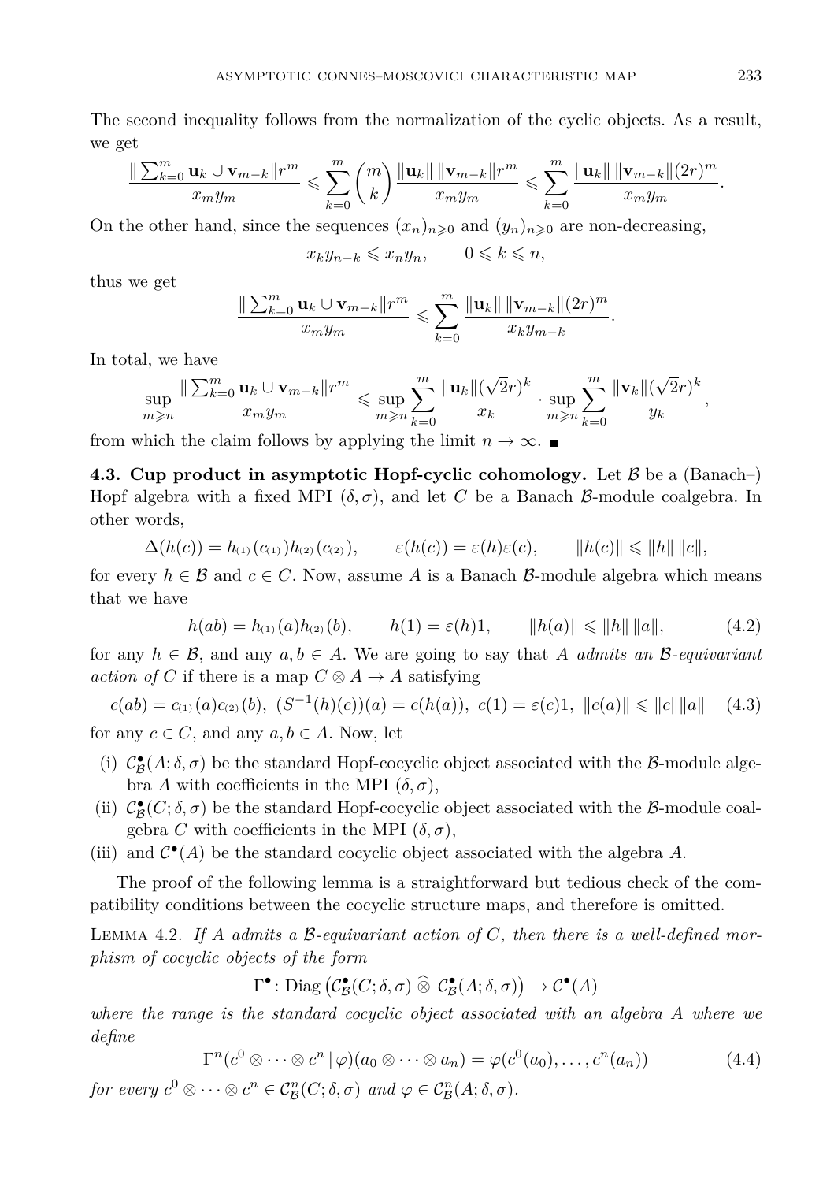The second inequality follows from the normalization of the cyclic objects. As a result, we get

$$\frac{\|\sum_{k=0}^{m}\mathbf{u}_k\cup\mathbf{v}_{m-k}\|r^m}{x_my_m}\leqslant\sum_{k=0}^{m}\binom{m}{k}\frac{\|\mathbf{u}_k\|\,\|\mathbf{v}_{m-k}\|r^m}{x_my_m}\leqslant\sum_{k=0}^{m}\frac{\|\mathbf{u}_k\|\,\|\mathbf{v}_{m-k}\|(2r)^m}{x_my_m}.$$

On the other hand, since the sequences $(x_n)_{n\geqslant 0}$ and $(y_n)_{n\geqslant 0}$ are non-decreasing,

$$x_ky_{n-k}\leqslant x_ny_n,\qquad 0\leqslant k\leqslant n,$$

thus we get

$$\frac{\|\sum_{k=0}^{m}\mathbf{u}_k\cup\mathbf{v}_{m-k}\|r^m}{x_my_m}\leqslant\sum_{k=0}^{m}\frac{\|\mathbf{u}_k\|\,\|\mathbf{v}_{m-k}\|(2r)^m}{x_ky_{m-k}}.$$

In total, we have

$$\sup_{m\geqslant n}\frac{\|\sum_{k=0}^{m}\mathbf{u}_k\cup\mathbf{v}_{m-k}\|r^m}{x_my_m}\leqslant\sup_{m\geqslant n}\sum_{k=0}^{m}\frac{\|\mathbf{u}_k\|(\sqrt{2}r)^k}{x_k}\cdot\sup_{m\geqslant n}\sum_{k=0}^{m}\frac{\|\mathbf{v}_k\|(\sqrt{2}r)^k}{y_k},$$

from which the claim follows by applying the limit $n\to\infty$. ∎

**4.3. Cup product in asymptotic Hopf-cyclic cohomology.** Let $\mathcal{B}$ be a (Banach–) Hopf algebra with a fixed MPI $(\delta,\sigma)$, and let $C$ be a Banach $\mathcal{B}$-module coalgebra. In other words,

$$\Delta(h(c))=h_{(1)}(c_{(1)})h_{(2)}(c_{(2)}),\qquad\varepsilon(h(c))=\varepsilon(h)\varepsilon(c),\qquad\|h(c)\|\leqslant\|h\|\,\|c\|,$$

for every $h\in\mathcal{B}$ and $c\in C$. Now, assume $A$ is a Banach $\mathcal{B}$-module algebra which means that we have

$$h(ab)=h_{(1)}(a)h_{(2)}(b),\qquad h(1)=\varepsilon(h)1,\qquad\|h(a)\|\leqslant\|h\|\,\|a\|,\tag{4.2}$$

for any $h\in\mathcal{B}$, and any $a,b\in A$. We are going to say that $A$ *admits an $\mathcal{B}$-equivariant action of $C$* if there is a map $C\otimes A\to A$ satisfying

$$c(ab)=c_{(1)}(a)c_{(2)}(b),\ (S^{-1}(h)(c))(a)=c(h(a)),\ c(1)=\varepsilon(c)1,\ \|c(a)\|\leqslant\|c\|\|a\|\tag{4.3}$$

for any $c\in C$, and any $a,b\in A$. Now, let

- (i) $\mathcal{C}^\bullet_{\mathcal{B}}(A;\delta,\sigma)$ be the standard Hopf-cocyclic object associated with the $\mathcal{B}$-module algebra $A$ with coefficients in the MPI $(\delta,\sigma)$,
- (ii) $\mathcal{C}^\bullet_{\mathcal{B}}(C;\delta,\sigma)$ be the standard Hopf-cocyclic object associated with the $\mathcal{B}$-module coalgebra $C$ with coefficients in the MPI $(\delta,\sigma)$,
- (iii) and $\mathcal{C}^\bullet(A)$ be the standard cocyclic object associated with the algebra $A$.

The proof of the following lemma is a straightforward but tedious check of the compatibility conditions between the cocyclic structure maps, and therefore is omitted.

Lemma 4.2. *If $A$ admits a $\mathcal{B}$-equivariant action of $C$, then there is a well-defined morphism of cocyclic objects of the form*

$$\Gamma^\bullet\colon\operatorname{Diag}\left(\mathcal{C}^\bullet_{\mathcal{B}}(C;\delta,\sigma)\mathbin{\widehat{\otimes}}\mathcal{C}^\bullet_{\mathcal{B}}(A;\delta,\sigma)\right)\to\mathcal{C}^\bullet(A)$$

*where the range is the standard cocyclic object associated with an algebra $A$ where we define*

$$\Gamma^n(c^0\otimes\cdots\otimes c^n\,|\,\varphi)(a_0\otimes\cdots\otimes a_n)=\varphi(c^0(a_0),\ldots,c^n(a_n))\tag{4.4}$$

*for every $c^0\otimes\cdots\otimes c^n\in\mathcal{C}^n_{\mathcal{B}}(C;\delta,\sigma)$ and $\varphi\in\mathcal{C}^n_{\mathcal{B}}(A;\delta,\sigma)$.*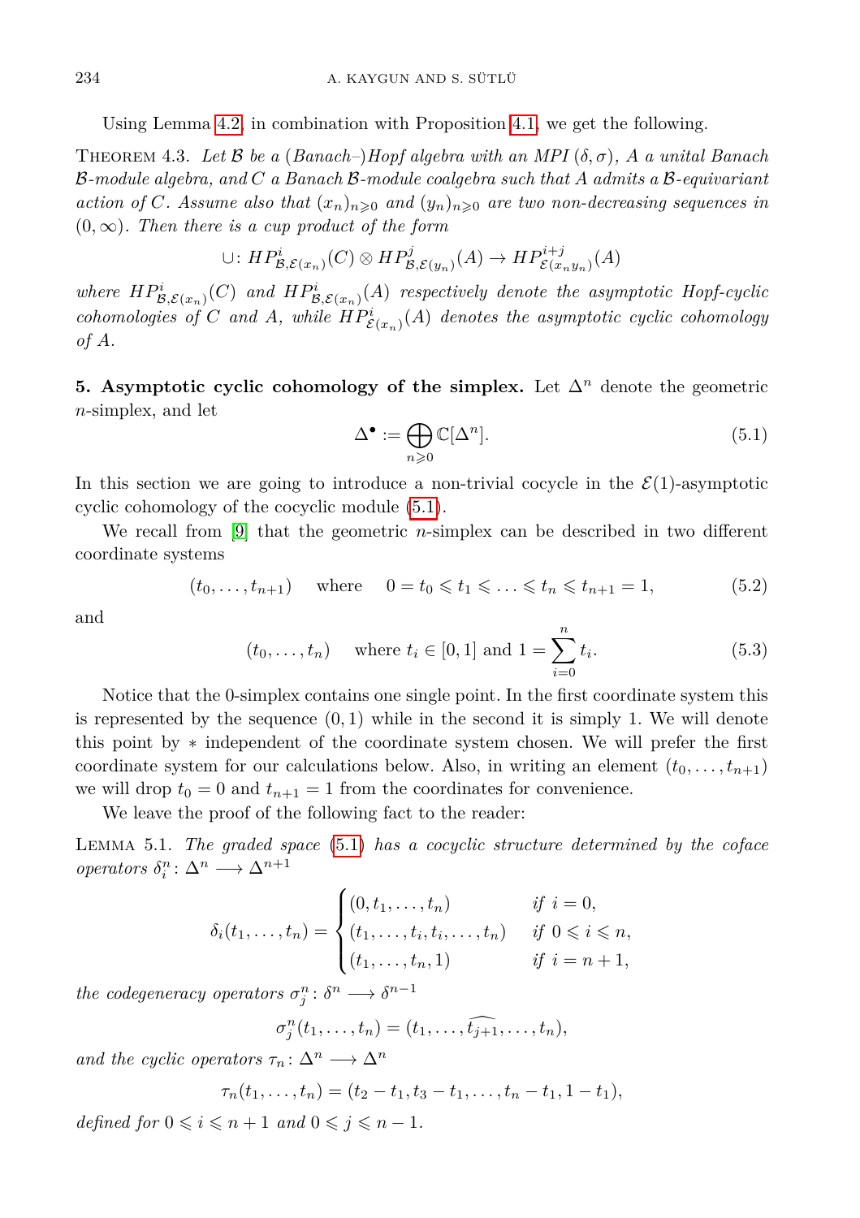Using Lemma 4.2, in combination with Proposition 4.1, we get the following.

Theorem 4.3. *Let $\mathcal{B}$ be a (Banach–)Hopf algebra with an MPI $(\delta,\sigma)$, $A$ a unital Banach $\mathcal{B}$-module algebra, and $C$ a Banach $\mathcal{B}$-module coalgebra such that $A$ admits a $\mathcal{B}$-equivariant action of $C$. Assume also that $(x_n)_{n\geqslant 0}$ and $(y_n)_{n\geqslant 0}$ are two non-decreasing sequences in $(0,\infty)$. Then there is a cup product of the form*

$$\cup\colon HP^i_{\mathcal{B},\mathcal{E}(x_n)}(C)\otimes HP^j_{\mathcal{B},\mathcal{E}(y_n)}(A)\to HP^{i+j}_{\mathcal{E}(x_ny_n)}(A)$$

*where $HP^i_{\mathcal{B},\mathcal{E}(x_n)}(C)$ and $HP^i_{\mathcal{B},\mathcal{E}(x_n)}(A)$ respectively denote the asymptotic Hopf-cyclic cohomologies of $C$ and $A$, while $HP^i_{\mathcal{E}(x_n)}(A)$ denotes the asymptotic cyclic cohomology of $A$.*

**5. Asymptotic cyclic cohomology of the simplex.** Let $\Delta^n$ denote the geometric $n$-simplex, and let

$$\Delta^\bullet := \bigoplus_{n\geqslant 0}\mathbb{C}[\Delta^n]. \tag{5.1}$$

In this section we are going to introduce a non-trivial cocycle in the $\mathcal{E}(1)$-asymptotic cyclic cohomology of the cocyclic module (5.1).

We recall from [9] that the geometric $n$-simplex can be described in two different coordinate systems

$$(t_0,\ldots,t_{n+1})\quad \text{where}\quad 0=t_0\leqslant t_1\leqslant\ldots\leqslant t_n\leqslant t_{n+1}=1, \tag{5.2}$$

and

$$(t_0,\ldots,t_n)\quad \text{where } t_i\in[0,1] \text{ and } 1=\sum_{i=0}^n t_i. \tag{5.3}$$

Notice that the 0-simplex contains one single point. In the first coordinate system this is represented by the sequence $(0,1)$ while in the second it is simply 1. We will denote this point by $*$ independent of the coordinate system chosen. We will prefer the first coordinate system for our calculations below. Also, in writing an element $(t_0,\ldots,t_{n+1})$ we will drop $t_0=0$ and $t_{n+1}=1$ from the coordinates for convenience.

We leave the proof of the following fact to the reader:

Lemma 5.1. *The graded space (5.1) has a cocyclic structure determined by the coface operators $\delta^n_i\colon\Delta^n\longrightarrow\Delta^{n+1}$*

$$\delta_i(t_1,\ldots,t_n)=\begin{cases}(0,t_1,\ldots,t_n) & \text{if } i=0,\\ (t_1,\ldots,t_i,t_i,\ldots,t_n) & \text{if } 0\leqslant i\leqslant n,\\ (t_1,\ldots,t_n,1) & \text{if } i=n+1,\end{cases}$$

*the codegeneracy operators $\sigma^n_j\colon\delta^n\longrightarrow\delta^{n-1}$*

$$\sigma^n_j(t_1,\ldots,t_n)=(t_1,\ldots,\widehat{t_{j+1}},\ldots,t_n),$$

*and the cyclic operators $\tau_n\colon\Delta^n\longrightarrow\Delta^n$*

$$\tau_n(t_1,\ldots,t_n)=(t_2-t_1,t_3-t_1,\ldots,t_n-t_1,1-t_1),$$

*defined for $0\leqslant i\leqslant n+1$ and $0\leqslant j\leqslant n-1$.*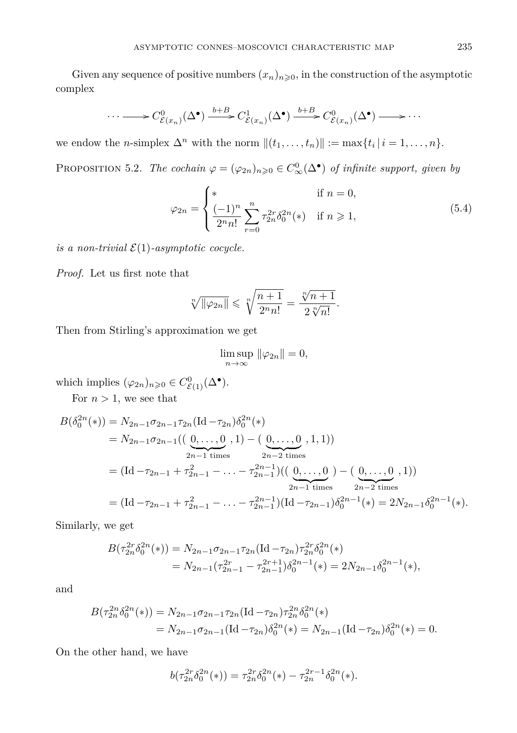Given any sequence of positive numbers $(x_n)_{n\geqslant 0}$, in the construction of the asymptotic complex

$$\cdots \longrightarrow C^0_{\mathcal{E}(x_n)}(\Delta^\bullet) \xrightarrow{b+B} C^1_{\mathcal{E}(x_n)}(\Delta^\bullet) \xrightarrow{b+B} C^0_{\mathcal{E}(x_n)}(\Delta^\bullet) \longrightarrow \cdots$$

we endow the $n$-simplex $\Delta^n$ with the norm $\|(t_1,\ldots,t_n)\| := \max\{t_i \,|\, i=1,\ldots,n\}$.

Proposition 5.2. *The cochain $\varphi = (\varphi_{2n})_{n\geqslant 0} \in C^0_\infty(\Delta^\bullet)$ of infinite support, given by*

$$\varphi_{2n} = \begin{cases} * & \text{if } n=0, \\ \dfrac{(-1)^n}{2^n n!}\displaystyle\sum_{r=0}^{n} \tau_{2n}^{2r}\delta_0^{2n}(*) & \text{if } n \geqslant 1, \end{cases} \tag{5.4}$$

*is a non-trivial $\mathcal{E}(1)$-asymptotic cocycle.*

*Proof.* Let us first note that

$$\sqrt[n]{\|\varphi_{2n}\|} \leqslant \sqrt[n]{\frac{n+1}{2^n n!}} = \frac{\sqrt[n]{n+1}}{2\sqrt[n]{n!}}.$$

Then from Stirling's approximation we get

$$\limsup_{n\to\infty} \|\varphi_{2n}\| = 0,$$

which implies $(\varphi_{2n})_{n\geqslant 0} \in C^0_{\mathcal{E}(1)}(\Delta^\bullet)$.

For $n > 1$, we see that

$$\begin{aligned}
B(\delta_0^{2n}(*)) &= N_{2n-1}\sigma_{2n-1}\tau_{2n}(\mathrm{Id} - \tau_{2n})\delta_0^{2n}(*) \\
&= N_{2n-1}\sigma_{2n-1}((\underbrace{0,\ldots,0}_{2n-1 \text{ times}},1) - (\underbrace{0,\ldots,0}_{2n-2 \text{ times}},1,1)) \\
&= (\mathrm{Id} - \tau_{2n-1} + \tau_{2n-1}^2 - \ldots - \tau_{2n-1}^{2n-1})((\underbrace{0,\ldots,0}_{2n-1 \text{ times}}) - (\underbrace{0,\ldots,0}_{2n-2 \text{ times}},1)) \\
&= (\mathrm{Id} - \tau_{2n-1} + \tau_{2n-1}^2 - \ldots - \tau_{2n-1}^{2n-1})(\mathrm{Id} - \tau_{2n-1})\delta_0^{2n-1}(*) = 2N_{2n-1}\delta_0^{2n-1}(*).
\end{aligned}$$

Similarly, we get

$$\begin{aligned}
B(\tau_{2n}^{2r}\delta_0^{2n}(*)) &= N_{2n-1}\sigma_{2n-1}\tau_{2n}(\mathrm{Id} - \tau_{2n})\tau_{2n}^{2r}\delta_0^{2n}(*) \\
&= N_{2n-1}(\tau_{2n-1}^{2r} - \tau_{2n-1}^{2r+1})\delta_0^{2n-1}(*) = 2N_{2n-1}\delta_0^{2n-1}(*),
\end{aligned}$$

and

$$\begin{aligned}
B(\tau_{2n}^{2n}\delta_0^{2n}(*)) &= N_{2n-1}\sigma_{2n-1}\tau_{2n}(\mathrm{Id} - \tau_{2n})\tau_{2n}^{2n}\delta_0^{2n}(*) \\
&= N_{2n-1}\sigma_{2n-1}(\mathrm{Id} - \tau_{2n})\delta_0^{2n}(*) = N_{2n-1}(\mathrm{Id} - \tau_{2n})\delta_0^{2n}(*) = 0.
\end{aligned}$$

On the other hand, we have

$$b(\tau_{2n}^{2r}\delta_0^{2n}(*)) = \tau_{2n}^{2r}\delta_0^{2n}(*) - \tau_{2n}^{2r-1}\delta_0^{2n}(*).$$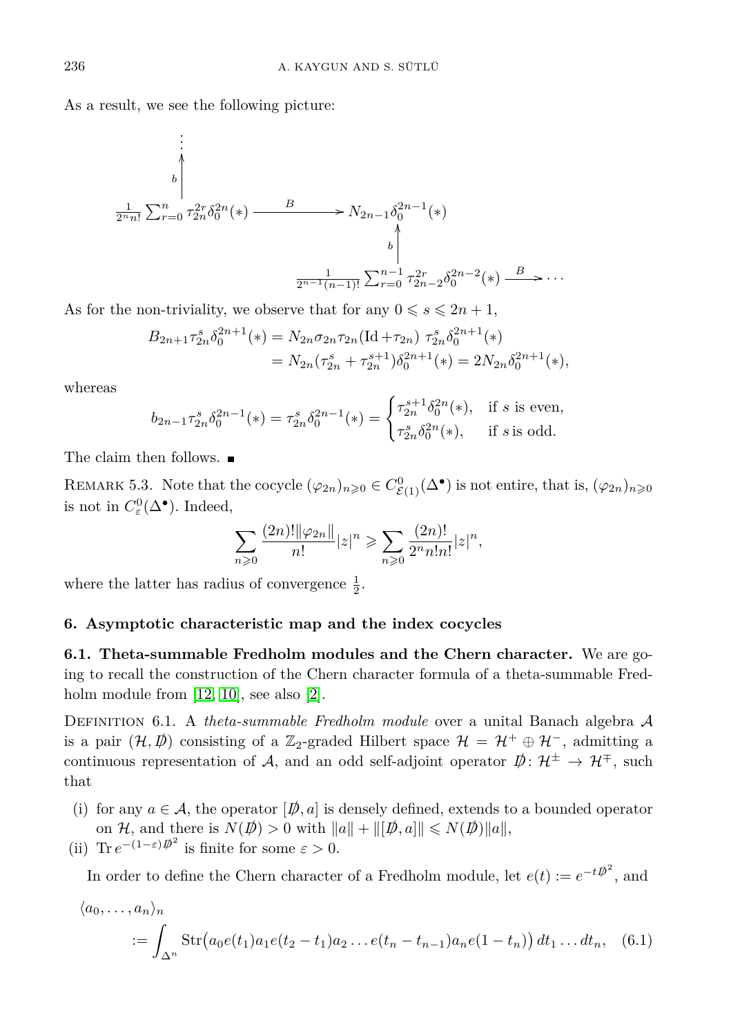As a result, we see the following picture:

$$
\begin{array}{ccc}
\vdots & & \\
\uparrow b & & \\
\frac{1}{2^n n!}\sum_{r=0}^{n}\tau_{2n}^{2r}\delta_0^{2n}(*) & \xrightarrow{\ B\ } & N_{2n-1}\delta_0^{2n-1}(*) \\
 & & \uparrow b \\
 & & \frac{1}{2^{n-1}(n-1)!}\sum_{r=0}^{n-1}\tau_{2n-2}^{2r}\delta_0^{2n-2}(*) \xrightarrow{\ B\ } \cdots
\end{array}
$$

As for the non-triviality, we observe that for any $0 \leqslant s \leqslant 2n+1$,

$$
\begin{aligned}
B_{2n+1}\tau_{2n}^{s}\delta_0^{2n+1}(*) &= N_{2n}\sigma_{2n}\tau_{2n}(\mathrm{Id}+\tau_{2n})\ \tau_{2n}^{s}\delta_0^{2n+1}(*) \\
&= N_{2n}(\tau_{2n}^{s}+\tau_{2n}^{s+1})\delta_0^{2n+1}(*) = 2N_{2n}\delta_0^{2n+1}(*),
\end{aligned}
$$

whereas

$$
b_{2n-1}\tau_{2n}^{s}\delta_0^{2n-1}(*) = \tau_{2n}^{s}\delta_0^{2n-1}(*) = \begin{cases} \tau_{2n}^{s+1}\delta_0^{2n}(*), & \text{if } s \text{ is even}, \\ \tau_{2n}^{s}\delta_0^{2n}(*), & \text{if } s \text{ is odd}. \end{cases}
$$

The claim then follows. ∎

Remark 5.3. Note that the cocycle $(\varphi_{2n})_{n\geqslant 0} \in C^0_{\mathcal{E}(1)}(\Delta^\bullet)$ is not entire, that is, $(\varphi_{2n})_{n\geqslant 0}$ is not in $C^0_{\varepsilon}(\Delta^\bullet)$. Indeed,

$$
\sum_{n\geqslant 0}\frac{(2n)!\|\varphi_{2n}\|}{n!}|z|^n \geqslant \sum_{n\geqslant 0}\frac{(2n)!}{2^n n! n!}|z|^n,
$$

where the latter has radius of convergence $\frac{1}{2}$.

## 6. Asymptotic characteristic map and the index cocycles

**6.1. Theta-summable Fredholm modules and the Chern character.** We are going to recall the construction of the Chern character formula of a theta-summable Fredholm module from [12, 10], see also [2].

Definition 6.1. A *theta-summable Fredholm module* over a unital Banach algebra $\mathcal{A}$ is a pair $(\mathcal{H}, \not{D})$ consisting of a $\mathbb{Z}_2$-graded Hilbert space $\mathcal{H} = \mathcal{H}^+ \oplus \mathcal{H}^-$, admitting a continuous representation of $\mathcal{A}$, and an odd self-adjoint operator $\not{D}\colon \mathcal{H}^\pm \to \mathcal{H}^\mp$, such that

- (i) for any $a \in \mathcal{A}$, the operator $[\not{D}, a]$ is densely defined, extends to a bounded operator on $\mathcal{H}$, and there is $N(\not{D}) > 0$ with $\|a\| + \|[\not{D}, a]\| \leqslant N(\not{D})\|a\|$,
- (ii) $\operatorname{Tr} e^{-(1-\varepsilon)\not{D}^2}$ is finite for some $\varepsilon > 0$.

In order to define the Chern character of a Fredholm module, let $e(t) := e^{-t\not{D}^2}$, and

$$
\langle a_0, \ldots, a_n\rangle_n := \int_{\Delta^n} \operatorname{Str}\big(a_0 e(t_1) a_1 e(t_2 - t_1) a_2 \ldots e(t_n - t_{n-1}) a_n e(1 - t_n)\big)\, dt_1 \ldots dt_n, \quad (6.1)
$$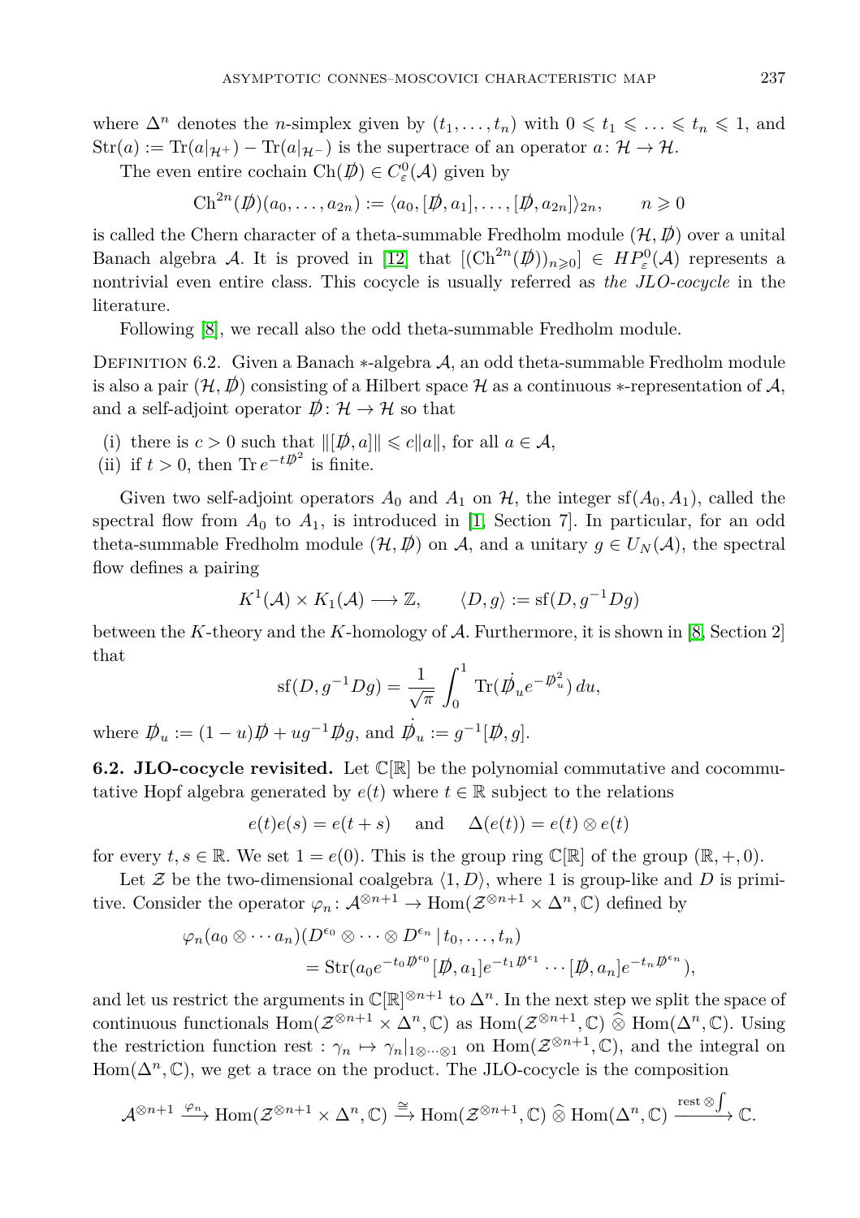where $\Delta^n$ denotes the $n$-simplex given by $(t_1, \ldots, t_n)$ with $0 \leqslant t_1 \leqslant \ldots \leqslant t_n \leqslant 1$, and $\mathrm{Str}(a) := \mathrm{Tr}(a|_{\mathcal{H}^+}) - \mathrm{Tr}(a|_{\mathcal{H}^-})$ is the supertrace of an operator $a\colon \mathcal{H} \to \mathcal{H}$.

The even entire cochain $\mathrm{Ch}(\not{D}) \in C^0_\varepsilon(\mathcal{A})$ given by

$$\mathrm{Ch}^{2n}(\not{D})(a_0, \ldots, a_{2n}) := \langle a_0, [\not{D}, a_1], \ldots, [\not{D}, a_{2n}]\rangle_{2n}, \qquad n \geqslant 0$$

is called the Chern character of a theta-summable Fredholm module $(\mathcal{H}, \not{D})$ over a unital Banach algebra $\mathcal{A}$. It is proved in [12] that $[(\mathrm{Ch}^{2n}(\not{D}))_{n\geqslant 0}] \in HP^0_\varepsilon(\mathcal{A})$ represents a nontrivial even entire class. This cocycle is usually referred as *the JLO-cocycle* in the literature.

Following [8], we recall also the odd theta-summable Fredholm module.

Definition 6.2. Given a Banach $*$-algebra $\mathcal{A}$, an odd theta-summable Fredholm module is also a pair $(\mathcal{H}, \not{D})$ consisting of a Hilbert space $\mathcal{H}$ as a continuous $*$-representation of $\mathcal{A}$, and a self-adjoint operator $\not{D}\colon \mathcal{H} \to \mathcal{H}$ so that

(i) there is $c > 0$ such that $\|[\not{D}, a]\| \leqslant c\|a\|$, for all $a \in \mathcal{A}$,

(ii) if $t > 0$, then $\mathrm{Tr}\, e^{-t\not{D}^2}$ is finite.

Given two self-adjoint operators $A_0$ and $A_1$ on $\mathcal{H}$, the integer $\mathrm{sf}(A_0, A_1)$, called the spectral flow from $A_0$ to $A_1$, is introduced in [1, Section 7]. In particular, for an odd theta-summable Fredholm module $(\mathcal{H}, \not{D})$ on $\mathcal{A}$, and a unitary $g \in U_N(\mathcal{A})$, the spectral flow defines a pairing

$$K^1(\mathcal{A}) \times K_1(\mathcal{A}) \longrightarrow \mathbb{Z}, \qquad \langle D, g\rangle := \mathrm{sf}(D, g^{-1}Dg)$$

between the $K$-theory and the $K$-homology of $\mathcal{A}$. Furthermore, it is shown in [8, Section 2] that

$$\mathrm{sf}(D, g^{-1}Dg) = \frac{1}{\sqrt{\pi}} \int_0^1 \mathrm{Tr}(\dot{\not{D}}_u e^{-\not{D}_u^2})\, du,$$

where $\not{D}_u := (1-u)\not{D} + ug^{-1}\not{D}g$, and $\dot{\not{D}}_u := g^{-1}[\not{D}, g]$.

**6.2. JLO-cocycle revisited.** Let $\mathbb{C}[\mathbb{R}]$ be the polynomial commutative and cocommutative Hopf algebra generated by $e(t)$ where $t \in \mathbb{R}$ subject to the relations

$$e(t)e(s) = e(t+s) \quad \text{ and } \quad \Delta(e(t)) = e(t) \otimes e(t)$$

for every $t, s \in \mathbb{R}$. We set $1 = e(0)$. This is the group ring $\mathbb{C}[\mathbb{R}]$ of the group $(\mathbb{R}, +, 0)$.

Let $\mathcal{Z}$ be the two-dimensional coalgebra $\langle 1, D\rangle$, where 1 is group-like and $D$ is primitive. Consider the operator $\varphi_n\colon \mathcal{A}^{\otimes n+1} \to \mathrm{Hom}(\mathcal{Z}^{\otimes n+1} \times \Delta^n, \mathbb{C})$ defined by

$$\begin{aligned}\varphi_n(a_0 \otimes \cdots a_n)&(D^{\epsilon_0} \otimes \cdots \otimes D^{\epsilon_n} \,|\, t_0, \ldots, t_n)\\ &= \mathrm{Str}(a_0 e^{-t_0\not{D}^{\epsilon_0}}[\not{D}, a_1]e^{-t_1\not{D}^{\epsilon_1}} \cdots [\not{D}, a_n]e^{-t_n\not{D}^{\epsilon_n}}),\end{aligned}$$

and let us restrict the arguments in $\mathbb{C}[\mathbb{R}]^{\otimes n+1}$ to $\Delta^n$. In the next step we split the space of continuous functionals $\mathrm{Hom}(\mathcal{Z}^{\otimes n+1} \times \Delta^n, \mathbb{C})$ as $\mathrm{Hom}(\mathcal{Z}^{\otimes n+1}, \mathbb{C}) \,\widehat{\otimes}\, \mathrm{Hom}(\Delta^n, \mathbb{C})$. Using the restriction function rest : $\gamma_n \mapsto \gamma_n|_{1\otimes\cdots\otimes 1}$ on $\mathrm{Hom}(\mathcal{Z}^{\otimes n+1}, \mathbb{C})$, and the integral on $\mathrm{Hom}(\Delta^n, \mathbb{C})$, we get a trace on the product. The JLO-cocycle is the composition

$$\mathcal{A}^{\otimes n+1} \xrightarrow{\varphi_n} \mathrm{Hom}(\mathcal{Z}^{\otimes n+1} \times \Delta^n, \mathbb{C}) \xrightarrow{\cong} \mathrm{Hom}(\mathcal{Z}^{\otimes n+1}, \mathbb{C}) \,\widehat{\otimes}\, \mathrm{Hom}(\Delta^n, \mathbb{C}) \xrightarrow{\mathrm{rest}\otimes\int} \mathbb{C}.$$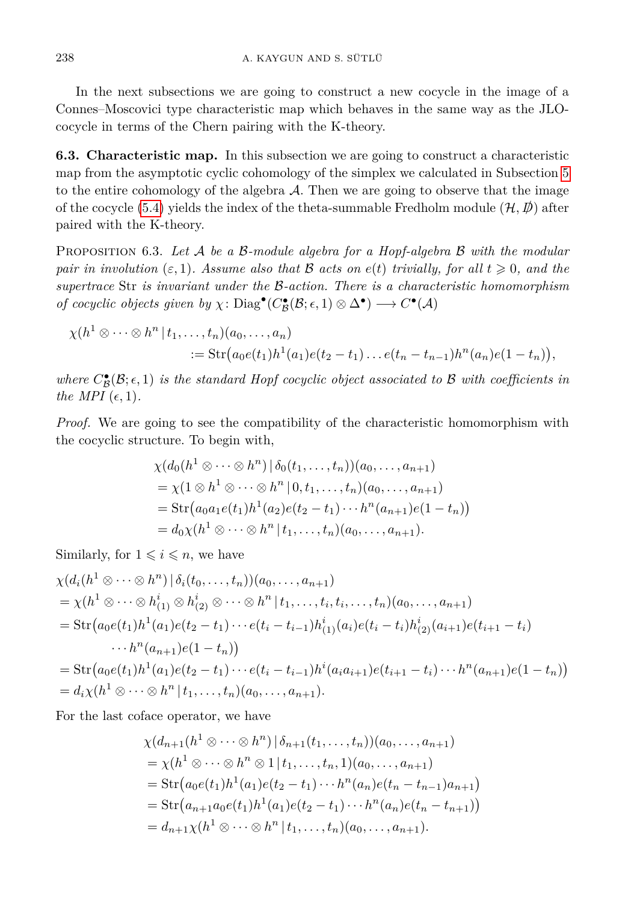In the next subsections we are going to construct a new cocycle in the image of a Connes–Moscovici type characteristic map which behaves in the same way as the JLO-cocycle in terms of the Chern pairing with the K-theory.

### 6.3. Characteristic map.

In this subsection we are going to construct a characteristic map from the asymptotic cyclic cohomology of the simplex we calculated in Subsection 5 to the entire cohomology of the algebra $\mathcal{A}$. Then we are going to observe that the image of the cocycle (5.4) yields the index of the theta-summable Fredholm module $(\mathcal{H}, D\!\!\!/)$ after paired with the K-theory.

Proposition 6.3. *Let $\mathcal{A}$ be a $\mathcal{B}$-module algebra for a Hopf-algebra $\mathcal{B}$ with the modular pair in involution $(\varepsilon, 1)$. Assume also that $\mathcal{B}$ acts on $e(t)$ trivially, for all $t \geqslant 0$, and the supertrace* Str *is invariant under the $\mathcal{B}$-action. There is a characteristic homomorphism of cocyclic objects given by $\chi\colon \mathrm{Diag}^\bullet(C^\bullet_{\mathcal{B}}(\mathcal{B};\epsilon,1)\otimes\Delta^\bullet)\longrightarrow C^\bullet(\mathcal{A})$*

$$
\begin{aligned}
\chi(h^1\otimes\cdots\otimes h^n\,|\,t_1,\ldots,t_n)&(a_0,\ldots,a_n)\\
&:= \mathrm{Str}\big(a_0 e(t_1)h^1(a_1)e(t_2-t_1)\ldots e(t_n-t_{n-1})h^n(a_n)e(1-t_n)\big),
\end{aligned}
$$

*where $C^\bullet_{\mathcal{B}}(\mathcal{B};\epsilon,1)$ is the standard Hopf cocyclic object associated to $\mathcal{B}$ with coefficients in the MPI $(\epsilon,1)$.*

*Proof.* We are going to see the compatibility of the characteristic homomorphism with the cocyclic structure. To begin with,

$$
\begin{aligned}
&\chi(d_0(h^1\otimes\cdots\otimes h^n)\,|\,\delta_0(t_1,\ldots,t_n))(a_0,\ldots,a_{n+1})\\
&= \chi(1\otimes h^1\otimes\cdots\otimes h^n\,|\,0,t_1,\ldots,t_n)(a_0,\ldots,a_{n+1})\\
&= \mathrm{Str}\big(a_0a_1e(t_1)h^1(a_2)e(t_2-t_1)\cdots h^n(a_{n+1})e(1-t_n)\big)\\
&= d_0\chi(h^1\otimes\cdots\otimes h^n\,|\,t_1,\ldots,t_n)(a_0,\ldots,a_{n+1}).
\end{aligned}
$$

Similarly, for $1\leqslant i\leqslant n$, we have

$$
\begin{aligned}
&\chi(d_i(h^1\otimes\cdots\otimes h^n)\,|\,\delta_i(t_0,\ldots,t_n))(a_0,\ldots,a_{n+1})\\
&= \chi(h^1\otimes\cdots\otimes h^i_{(1)}\otimes h^i_{(2)}\otimes\cdots\otimes h^n\,|\,t_1,\ldots,t_i,t_i,\ldots,t_n)(a_0,\ldots,a_{n+1})\\
&= \mathrm{Str}\big(a_0e(t_1)h^1(a_1)e(t_2-t_1)\cdots e(t_i-t_{i-1})h^i_{(1)}(a_i)e(t_i-t_i)h^i_{(2)}(a_{i+1})e(t_{i+1}-t_i)\\
&\qquad\cdots h^n(a_{n+1})e(1-t_n)\big)\\
&= \mathrm{Str}\big(a_0e(t_1)h^1(a_1)e(t_2-t_1)\cdots e(t_i-t_{i-1})h^i(a_ia_{i+1})e(t_{i+1}-t_i)\cdots h^n(a_{n+1})e(1-t_n)\big)\\
&= d_i\chi(h^1\otimes\cdots\otimes h^n\,|\,t_1,\ldots,t_n)(a_0,\ldots,a_{n+1}).
\end{aligned}
$$

For the last coface operator, we have

$$
\begin{aligned}
&\chi(d_{n+1}(h^1\otimes\cdots\otimes h^n)\,|\,\delta_{n+1}(t_1,\ldots,t_n))(a_0,\ldots,a_{n+1})\\
&= \chi(h^1\otimes\cdots\otimes h^n\otimes 1\,|\,t_1,\ldots,t_n,1)(a_0,\ldots,a_{n+1})\\
&= \mathrm{Str}\big(a_0e(t_1)h^1(a_1)e(t_2-t_1)\cdots h^n(a_n)e(t_n-t_{n-1})a_{n+1}\big)\\
&= \mathrm{Str}\big(a_{n+1}a_0e(t_1)h^1(a_1)e(t_2-t_1)\cdots h^n(a_n)e(t_n-t_{n+1})\big)\\
&= d_{n+1}\chi(h^1\otimes\cdots\otimes h^n\,|\,t_1,\ldots,t_n)(a_0,\ldots,a_{n+1}).
\end{aligned}
$$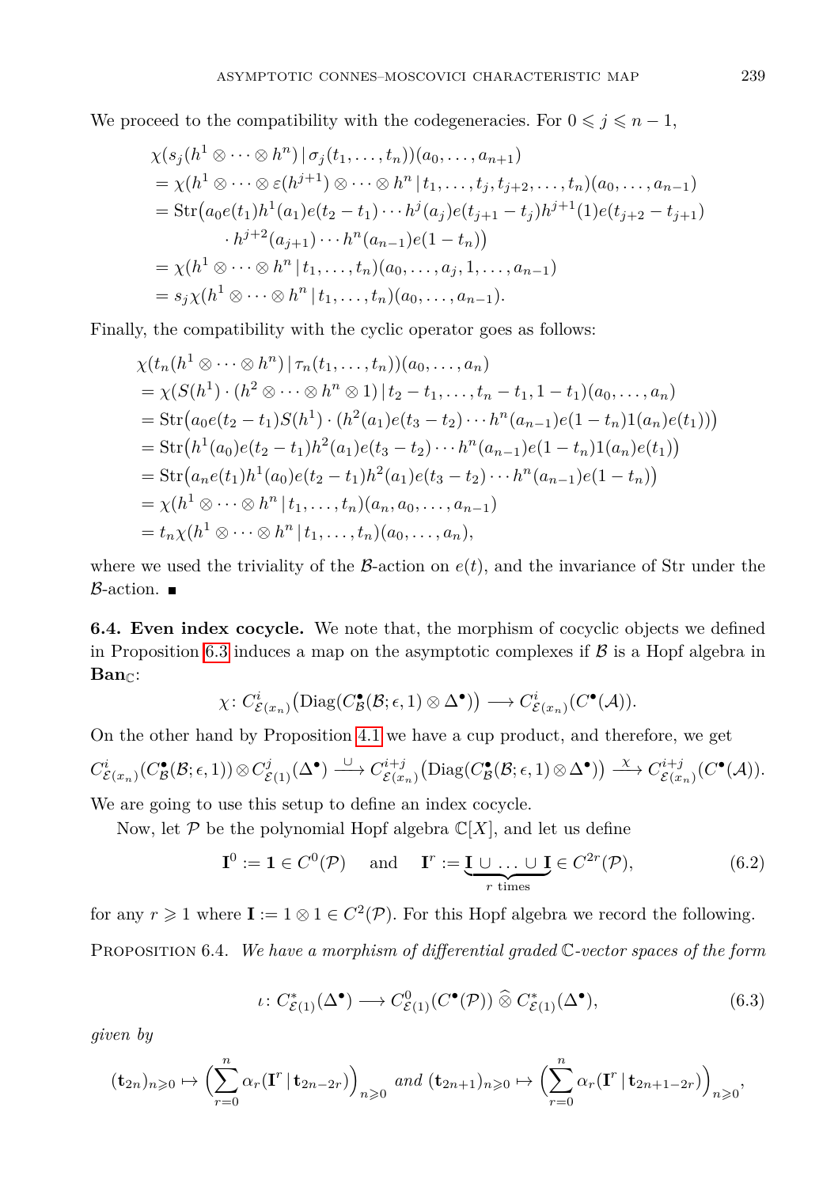We proceed to the compatibility with the codegeneracies. For $0 \leqslant j \leqslant n-1$,

$$
\begin{aligned}
&\chi(s_j(h^1 \otimes \cdots \otimes h^n) \,|\, \sigma_j(t_1, \ldots, t_n))(a_0, \ldots, a_{n+1}) \\
&= \chi(h^1 \otimes \cdots \otimes \varepsilon(h^{j+1}) \otimes \cdots \otimes h^n \,|\, t_1, \ldots, t_j, t_{j+2}, \ldots, t_n)(a_0, \ldots, a_{n-1}) \\
&= \operatorname{Str}\big(a_0 e(t_1) h^1(a_1) e(t_2 - t_1) \cdots h^j(a_j) e(t_{j+1} - t_j) h^{j+1}(1) e(t_{j+2} - t_{j+1}) \\
&\qquad \cdot h^{j+2}(a_{j+1}) \cdots h^n(a_{n-1}) e(1 - t_n)\big) \\
&= \chi(h^1 \otimes \cdots \otimes h^n \,|\, t_1, \ldots, t_n)(a_0, \ldots, a_j, 1, \ldots, a_{n-1}) \\
&= s_j \chi(h^1 \otimes \cdots \otimes h^n \,|\, t_1, \ldots, t_n)(a_0, \ldots, a_{n-1}).
\end{aligned}
$$

Finally, the compatibility with the cyclic operator goes as follows:

$$
\begin{aligned}
&\chi(t_n(h^1 \otimes \cdots \otimes h^n) \,|\, \tau_n(t_1, \ldots, t_n))(a_0, \ldots, a_n) \\
&= \chi(S(h^1) \cdot (h^2 \otimes \cdots \otimes h^n \otimes 1) \,|\, t_2 - t_1, \ldots, t_n - t_1, 1 - t_1)(a_0, \ldots, a_n) \\
&= \operatorname{Str}\big(a_0 e(t_2 - t_1) S(h^1) \cdot (h^2(a_1) e(t_3 - t_2) \cdots h^n(a_{n-1}) e(1 - t_n) 1(a_n) e(t_1))\big) \\
&= \operatorname{Str}\big(h^1(a_0) e(t_2 - t_1) h^2(a_1) e(t_3 - t_2) \cdots h^n(a_{n-1}) e(1 - t_n) 1(a_n) e(t_1)\big) \\
&= \operatorname{Str}\big(a_n e(t_1) h^1(a_0) e(t_2 - t_1) h^2(a_1) e(t_3 - t_2) \cdots h^n(a_{n-1}) e(1 - t_n)\big) \\
&= \chi(h^1 \otimes \cdots \otimes h^n \,|\, t_1, \ldots, t_n)(a_n, a_0, \ldots, a_{n-1}) \\
&= t_n \chi(h^1 \otimes \cdots \otimes h^n \,|\, t_1, \ldots, t_n)(a_0, \ldots, a_n),
\end{aligned}
$$

where we used the triviality of the $\mathcal{B}$-action on $e(t)$, and the invariance of Str under the $\mathcal{B}$-action. ■

**6.4. Even index cocycle.** We note that, the morphism of cocyclic objects we defined in Proposition 6.3 induces a map on the asymptotic complexes if $\mathcal{B}$ is a Hopf algebra in $\mathbf{Ban}_{\mathbb{C}}$:

$$
\chi\colon C^i_{\mathcal{E}(x_n)}\big(\mathrm{Diag}(C^\bullet_{\mathcal{B}}(\mathcal{B};\epsilon,1) \otimes \Delta^\bullet)\big) \longrightarrow C^i_{\mathcal{E}(x_n)}(C^\bullet(\mathcal{A})).
$$

On the other hand by Proposition 4.1 we have a cup product, and therefore, we get

$$
C^i_{\mathcal{E}(x_n)}(C^\bullet_{\mathcal{B}}(\mathcal{B};\epsilon,1)) \otimes C^j_{\mathcal{E}(1)}(\Delta^\bullet) \xrightarrow{\ \cup\ } C^{i+j}_{\mathcal{E}(x_n)}\big(\mathrm{Diag}(C^\bullet_{\mathcal{B}}(\mathcal{B};\epsilon,1) \otimes \Delta^\bullet)\big) \xrightarrow{\ \chi\ } C^{i+j}_{\mathcal{E}(x_n)}(C^\bullet(\mathcal{A})).
$$

We are going to use this setup to define an index cocycle.

Now, let $\mathcal{P}$ be the polynomial Hopf algebra $\mathbb{C}[X]$, and let us define

$$
\mathbf{I}^0 := \mathbf{1} \in C^0(\mathcal{P}) \quad \text{ and } \quad \mathbf{I}^r := \underbrace{\mathbf{I} \cup \ldots \cup \mathbf{I}}_{r \text{ times}} \in C^{2r}(\mathcal{P}), \tag{6.2}
$$

for any $r \geqslant 1$ where $\mathbf{I} := 1 \otimes 1 \in C^2(\mathcal{P})$. For this Hopf algebra we record the following.

Proposition 6.4. *We have a morphism of differential graded $\mathbb{C}$-vector spaces of the form*

$$
\iota\colon C^*_{\mathcal{E}(1)}(\Delta^\bullet) \longrightarrow C^0_{\mathcal{E}(1)}(C^\bullet(\mathcal{P})) \,\widehat{\otimes}\, C^*_{\mathcal{E}(1)}(\Delta^\bullet), \tag{6.3}
$$

*given by*

$$
(\mathbf{t}_{2n})_{n\geqslant 0} \mapsto \Big(\sum_{r=0}^{n} \alpha_r(\mathbf{I}^r \,|\, \mathbf{t}_{2n-2r})\Big)_{n\geqslant 0} \text{ and } (\mathbf{t}_{2n+1})_{n\geqslant 0} \mapsto \Big(\sum_{r=0}^{n} \alpha_r(\mathbf{I}^r \,|\, \mathbf{t}_{2n+1-2r})\Big)_{n\geqslant 0},
$$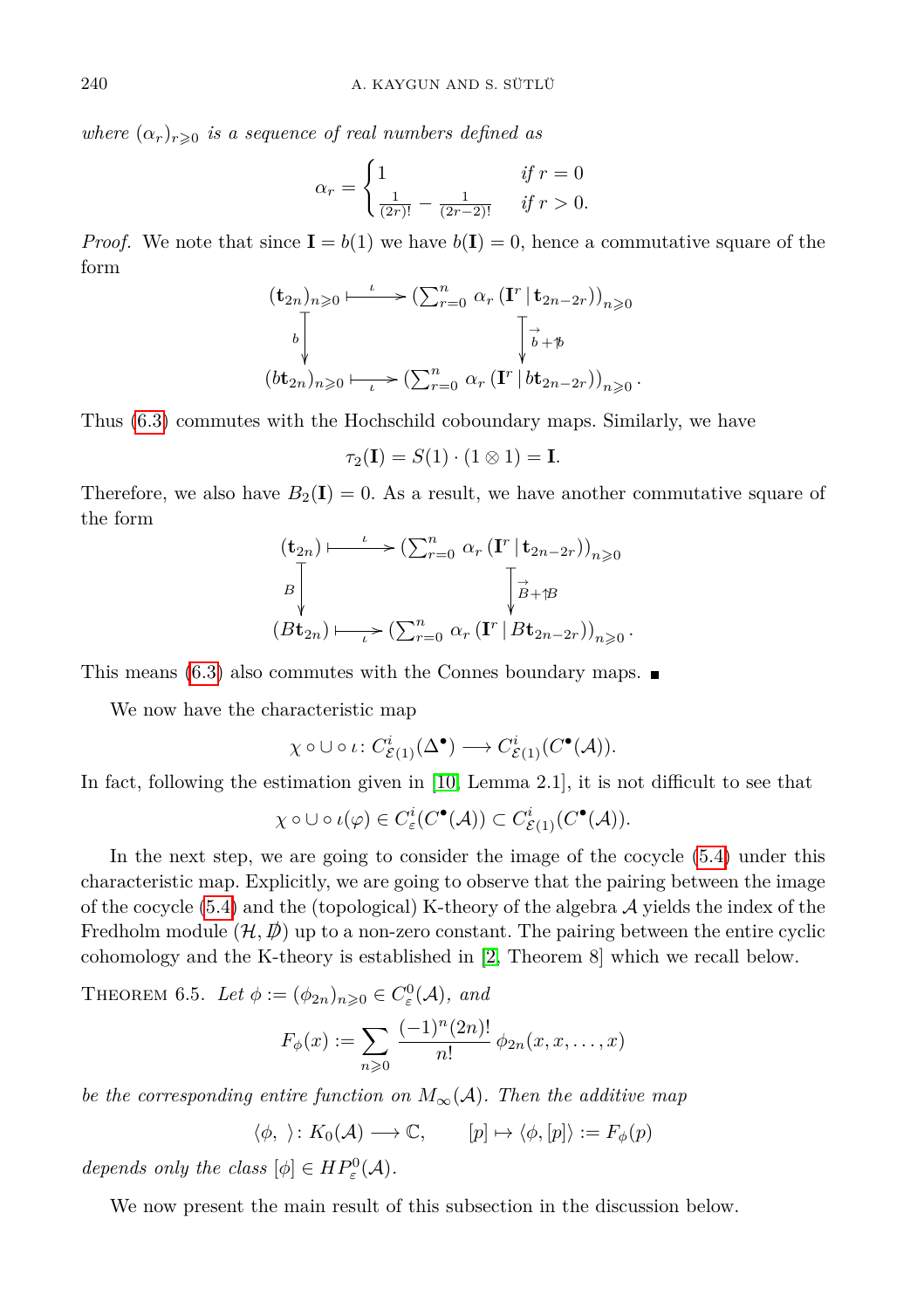*where* $(\alpha_r)_{r\geqslant 0}$ *is a sequence of real numbers defined as*

$$\alpha_r = \begin{cases} 1 & \text{if } r = 0 \\ \frac{1}{(2r)!} - \frac{1}{(2r-2)!} & \text{if } r > 0. \end{cases}$$

*Proof.* We note that since $\mathbf{I} = b(1)$ we have $b(\mathbf{I}) = 0$, hence a commutative square of the form

$$\begin{array}{ccc} (\mathbf{t}_{2n})_{n\geqslant 0} & \xmapsto{\ \iota\ } & \left(\sum_{r=0}^{n} \alpha_r \left(\mathbf{I}^r \,|\, \mathbf{t}_{2n-2r}\right)\right)_{n\geqslant 0} \\ {\scriptstyle b}\big\downarrow & & \big\downarrow{\scriptstyle \vec{b}+\overleftarrow{b}} \\ (b\mathbf{t}_{2n})_{n\geqslant 0} & \xmapsto[\ \iota\ ]{} & \left(\sum_{r=0}^{n} \alpha_r \left(\mathbf{I}^r \,|\, b\mathbf{t}_{2n-2r}\right)\right)_{n\geqslant 0}. \end{array}$$

Thus (6.3) commutes with the Hochschild coboundary maps. Similarly, we have

$$\tau_2(\mathbf{I}) = S(1)\cdot(1\otimes 1) = \mathbf{I}.$$

Therefore, we also have $B_2(\mathbf{I}) = 0$. As a result, we have another commutative square of the form

$$\begin{array}{ccc} (\mathbf{t}_{2n}) & \xmapsto{\ \iota\ } & \left(\sum_{r=0}^{n} \alpha_r \left(\mathbf{I}^r \,|\, \mathbf{t}_{2n-2r}\right)\right)_{n\geqslant 0} \\ {\scriptstyle B}\big\downarrow & & \big\downarrow{\scriptstyle \vec{B}+\overleftarrow{B}} \\ (B\mathbf{t}_{2n}) & \xmapsto[\ \iota\ ]{} & \left(\sum_{r=0}^{n} \alpha_r \left(\mathbf{I}^r \,|\, B\mathbf{t}_{2n-2r}\right)\right)_{n\geqslant 0}. \end{array}$$

This means (6.3) also commutes with the Connes boundary maps. ∎

We now have the characteristic map

$$\chi\circ\cup\circ\iota\colon C^i_{\mathcal{E}(1)}(\Delta^\bullet) \longrightarrow C^i_{\mathcal{E}(1)}(C^\bullet(\mathcal{A})).$$

In fact, following the estimation given in [10, Lemma 2.1], it is not difficult to see that

$$\chi\circ\cup\circ\iota(\varphi) \in C^i_{\varepsilon}(C^\bullet(\mathcal{A})) \subset C^i_{\mathcal{E}(1)}(C^\bullet(\mathcal{A})).$$

In the next step, we are going to consider the image of the cocycle (5.4) under this characteristic map. Explicitly, we are going to observe that the pairing between the image of the cocycle (5.4) and the (topological) K-theory of the algebra $\mathcal{A}$ yields the index of the Fredholm module $(\mathcal{H}, \not{D})$ up to a non-zero constant. The pairing between the entire cyclic cohomology and the K-theory is established in [2, Theorem 8] which we recall below.

THEOREM 6.5. *Let* $\phi := (\phi_{2n})_{n\geqslant 0} \in C^0_{\varepsilon}(\mathcal{A})$, *and*

$$F_\phi(x) := \sum_{n\geqslant 0} \frac{(-1)^n(2n)!}{n!}\, \phi_{2n}(x, x, \ldots, x)$$

*be the corresponding entire function on* $M_\infty(\mathcal{A})$. *Then the additive map*

$$\langle\phi,\ \rangle\colon K_0(\mathcal{A}) \longrightarrow \mathbb{C}, \qquad [p] \mapsto \langle\phi, [p]\rangle := F_\phi(p)$$

*depends only the class* $[\phi] \in HP^0_{\varepsilon}(\mathcal{A})$.

We now present the main result of this subsection in the discussion below.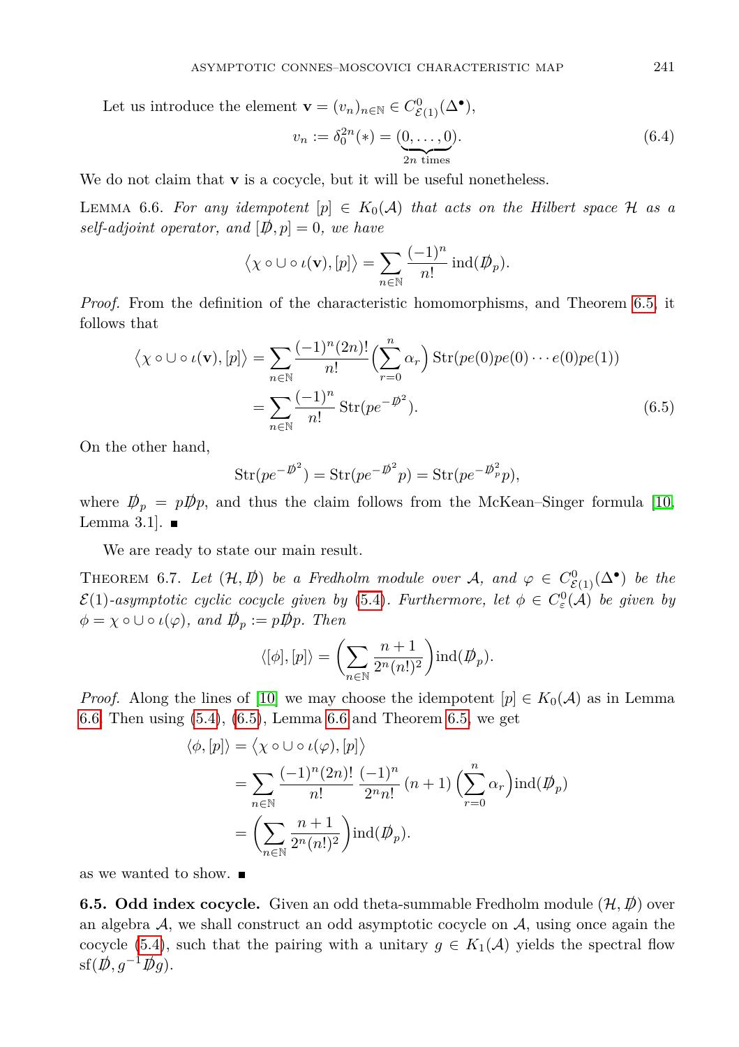Let us introduce the element $\mathbf{v} = (v_n)_{n\in\mathbb{N}} \in C^0_{\mathcal{E}(1)}(\Delta^\bullet)$,

$$v_n := \delta_0^{2n}(*) = (\underbrace{0,\ldots,0}_{2n \text{ times}}). \tag{6.4}$$

We do not claim that $\mathbf{v}$ is a cocycle, but it will be useful nonetheless.

Lemma 6.6. *For any idempotent $[p] \in K_0(\mathcal{A})$ that acts on the Hilbert space $\mathcal{H}$ as a self-adjoint operator, and $[\not{D}, p] = 0$, we have*

$$\langle \chi \circ \cup \circ \iota(\mathbf{v}), [p] \rangle = \sum_{n\in\mathbb{N}} \frac{(-1)^n}{n!} \operatorname{ind}(\not{D}_p).$$

*Proof.* From the definition of the characteristic homomorphisms, and Theorem 6.5, it follows that

$$\begin{aligned}
\langle \chi \circ \cup \circ \iota(\mathbf{v}), [p] \rangle &= \sum_{n\in\mathbb{N}} \frac{(-1)^n (2n)!}{n!} \Big( \sum_{r=0}^{n} \alpha_r \Big) \operatorname{Str}(pe(0)pe(0)\cdots e(0)pe(1)) \\
&= \sum_{n\in\mathbb{N}} \frac{(-1)^n}{n!} \operatorname{Str}(pe^{-\not{D}^2}).
\end{aligned} \tag{6.5}$$

On the other hand,

$$\operatorname{Str}(pe^{-\not{D}^2}) = \operatorname{Str}(pe^{-\not{D}^2}p) = \operatorname{Str}(pe^{-\not{D}_p^2}p),$$

where $\not{D}_p = p\not{D}p$, and thus the claim follows from the McKean–Singer formula [10, Lemma 3.1]. ∎

We are ready to state our main result.

Theorem 6.7. *Let $(\mathcal{H}, \not{D})$ be a Fredholm module over $\mathcal{A}$, and $\varphi \in C^0_{\mathcal{E}(1)}(\Delta^\bullet)$ be the $\mathcal{E}(1)$-asymptotic cyclic cocycle given by (5.4). Furthermore, let $\phi \in C^0_{\varepsilon}(\mathcal{A})$ be given by $\phi = \chi \circ \cup \circ \iota(\varphi)$, and $\not{D}_p := p\not{D}p$. Then*

$$\langle [\phi], [p] \rangle = \left( \sum_{n\in\mathbb{N}} \frac{n+1}{2^n (n!)^2} \right) \operatorname{ind}(\not{D}_p).$$

*Proof.* Along the lines of [10] we may choose the idempotent $[p] \in K_0(\mathcal{A})$ as in Lemma 6.6. Then using (5.4), (6.5), Lemma 6.6 and Theorem 6.5, we get

$$\begin{aligned}
\langle \phi, [p] \rangle &= \langle \chi \circ \cup \circ \iota(\varphi), [p] \rangle \\
&= \sum_{n\in\mathbb{N}} \frac{(-1)^n (2n)!}{n!} \frac{(-1)^n}{2^n n!} (n+1) \Big( \sum_{r=0}^{n} \alpha_r \Big) \operatorname{ind}(\not{D}_p) \\
&= \left( \sum_{n\in\mathbb{N}} \frac{n+1}{2^n (n!)^2} \right) \operatorname{ind}(\not{D}_p).
\end{aligned}$$

as we wanted to show. ∎

**6.5. Odd index cocycle.** Given an odd theta-summable Fredholm module $(\mathcal{H}, \not{D})$ over an algebra $\mathcal{A}$, we shall construct an odd asymptotic cocycle on $\mathcal{A}$, using once again the cocycle (5.4), such that the pairing with a unitary $g \in K_1(\mathcal{A})$ yields the spectral flow $\operatorname{sf}(\not{D}, g^{-1}\not{D}g)$.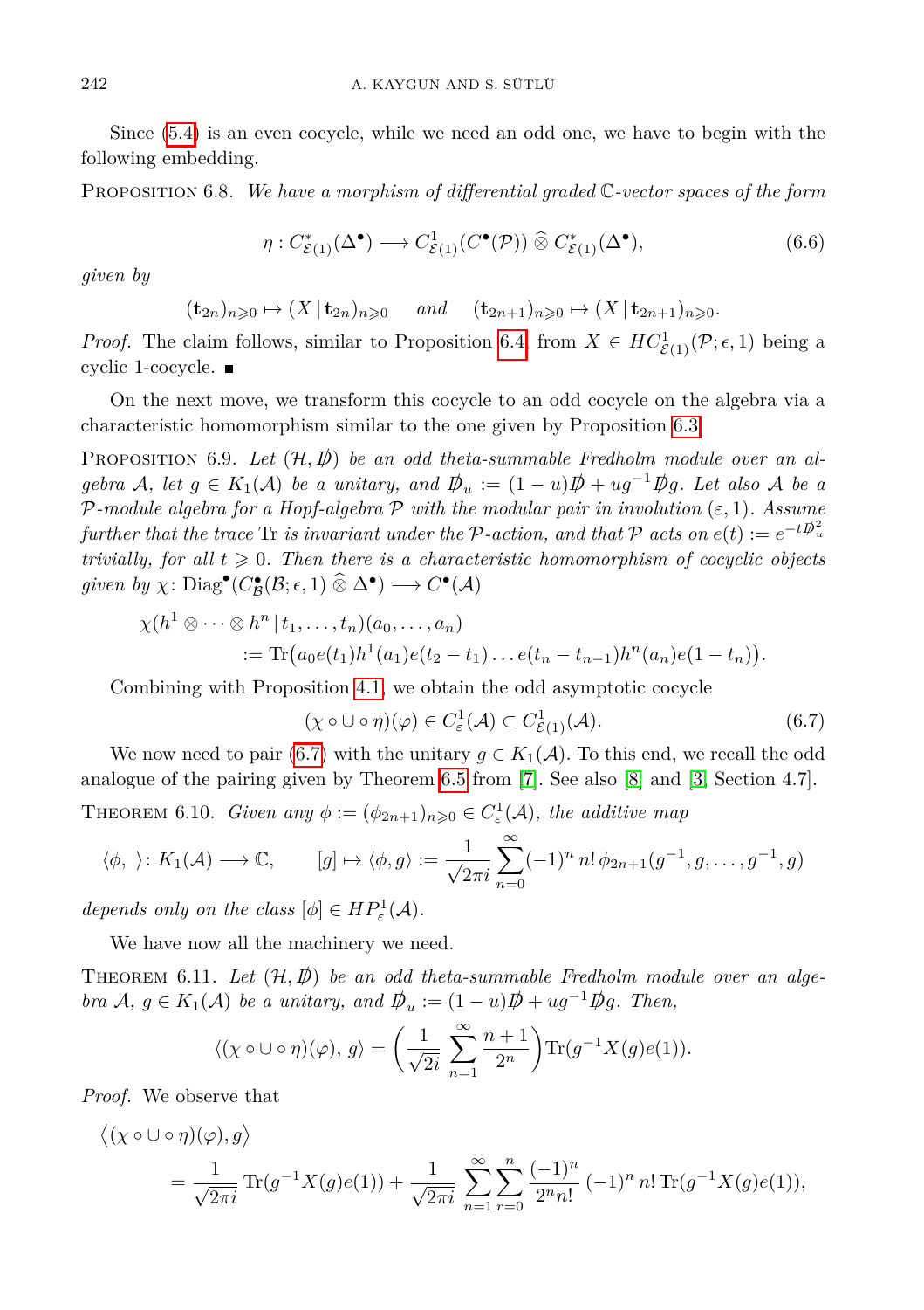Since (5.4) is an even cocycle, while we need an odd one, we have to begin with the following embedding.

PROPOSITION 6.8. *We have a morphism of differential graded $\mathbb{C}$-vector spaces of the form*

$$\eta : C^*_{\mathcal{E}(1)}(\Delta^\bullet) \longrightarrow C^1_{\mathcal{E}(1)}(C^\bullet(\mathcal{P})) \mathbin{\widehat{\otimes}} C^*_{\mathcal{E}(1)}(\Delta^\bullet), \tag{6.6}$$

*given by*

$$(\mathbf{t}_{2n})_{n\geqslant 0} \mapsto (X \,|\, \mathbf{t}_{2n})_{n\geqslant 0} \quad \text{ and } \quad (\mathbf{t}_{2n+1})_{n\geqslant 0} \mapsto (X \,|\, \mathbf{t}_{2n+1})_{n\geqslant 0}.$$

*Proof.* The claim follows, similar to Proposition 6.4, from $X \in HC^1_{\mathcal{E}(1)}(\mathcal{P};\epsilon,1)$ being a cyclic 1-cocycle. ∎

On the next move, we transform this cocycle to an odd cocycle on the algebra via a characteristic homomorphism similar to the one given by Proposition 6.3.

PROPOSITION 6.9. *Let $(\mathcal{H}, \not{D})$ be an odd theta-summable Fredholm module over an algebra $\mathcal{A}$, let $g \in K_1(\mathcal{A})$ be a unitary, and $\not{D}_u := (1-u)\not{D} + ug^{-1}\not{D}g$. Let also $\mathcal{A}$ be a $\mathcal{P}$-module algebra for a Hopf-algebra $\mathcal{P}$ with the modular pair in involution $(\varepsilon, 1)$. Assume further that the trace* Tr *is invariant under the $\mathcal{P}$-action, and that $\mathcal{P}$ acts on $e(t) := e^{-t\not{D}_u^2}$ trivially, for all $t \geqslant 0$. Then there is a characteristic homomorphism of cocyclic objects given by* $\chi\colon \mathrm{Diag}^\bullet(C^\bullet_{\mathcal{B}}(\mathcal{B};\epsilon,1) \mathbin{\widehat{\otimes}} \Delta^\bullet) \longrightarrow C^\bullet(\mathcal{A})$

$$\begin{aligned}\chi(h^1 \otimes \cdots \otimes h^n \,|\, t_1, \ldots, t_n)&(a_0, \ldots, a_n)\\ &:= \mathrm{Tr}\big(a_0 e(t_1) h^1(a_1) e(t_2 - t_1) \ldots e(t_n - t_{n-1}) h^n(a_n) e(1 - t_n)\big).\end{aligned}$$

Combining with Proposition 4.1, we obtain the odd asymptotic cocycle

$$(\chi \circ \cup \circ \eta)(\varphi) \in C^1_\varepsilon(\mathcal{A}) \subset C^1_{\mathcal{E}(1)}(\mathcal{A}). \tag{6.7}$$

We now need to pair (6.7) with the unitary $g \in K_1(\mathcal{A})$. To this end, we recall the odd analogue of the pairing given by Theorem 6.5 from [7]. See also [8] and [3, Section 4.7].

THEOREM 6.10. *Given any $\phi := (\phi_{2n+1})_{n\geqslant 0} \in C^1_\varepsilon(\mathcal{A})$, the additive map*

$$\langle \phi,\ \rangle \colon K_1(\mathcal{A}) \longrightarrow \mathbb{C}, \qquad [g] \mapsto \langle \phi, g\rangle := \frac{1}{\sqrt{2\pi i}} \sum_{n=0}^{\infty} (-1)^n\, n!\, \phi_{2n+1}(g^{-1}, g, \ldots, g^{-1}, g)$$

*depends only on the class $[\phi] \in HP^1_\varepsilon(\mathcal{A})$.*

We have now all the machinery we need.

THEOREM 6.11. *Let $(\mathcal{H}, \not{D})$ be an odd theta-summable Fredholm module over an algebra $\mathcal{A}$, $g \in K_1(\mathcal{A})$ be a unitary, and $\not{D}_u := (1-u)\not{D} + ug^{-1}\not{D}g$. Then,*

$$\langle (\chi \circ \cup \circ \eta)(\varphi),\, g\rangle = \left(\frac{1}{\sqrt{2i}} \sum_{n=1}^{\infty} \frac{n+1}{2^n}\right) \mathrm{Tr}(g^{-1}X(g)e(1)).$$

*Proof.* We observe that

$$\begin{aligned}\big\langle (\chi \circ \cup \circ \eta)(\varphi), g\big\rangle&\\ = \frac{1}{\sqrt{2\pi i}}\, \mathrm{Tr}(g^{-1}X(g)e(1)) &+ \frac{1}{\sqrt{2\pi i}} \sum_{n=1}^{\infty}\sum_{r=0}^{n} \frac{(-1)^n}{2^n n!}\, (-1)^n\, n!\, \mathrm{Tr}(g^{-1}X(g)e(1)),\end{aligned}$$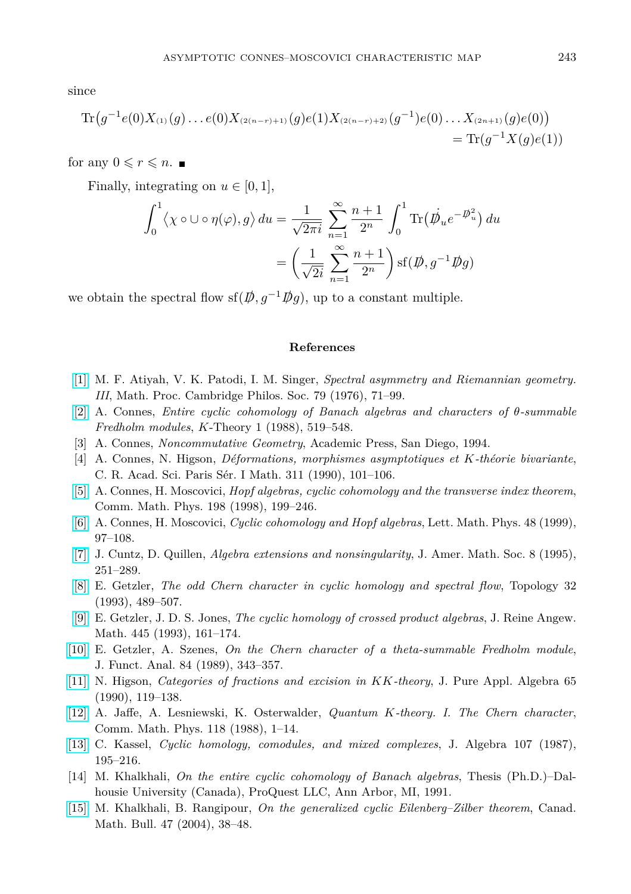since

$$\operatorname{Tr}\big(g^{-1}e(0)X_{(1)}(g)\dots e(0)X_{(2(n-r)+1)}(g)e(1)X_{(2(n-r)+2)}(g^{-1})e(0)\dots X_{(2n+1)}(g)e(0)\big) = \operatorname{Tr}(g^{-1}X(g)e(1))$$

for any $0 \leqslant r \leqslant n$. ■

Finally, integrating on $u \in [0,1]$,

$$\begin{aligned}\int_0^1 \big\langle \chi \circ \cup \circ \eta(\varphi), g\big\rangle \, du &= \frac{1}{\sqrt{2\pi i}} \sum_{n=1}^{\infty} \frac{n+1}{2^n} \int_0^1 \operatorname{Tr}\big(\dot{D\!\!\!/}_u e^{-D\!\!\!/_u^2}\big) \, du \\ &= \bigg(\frac{1}{\sqrt{2i}} \sum_{n=1}^{\infty} \frac{n+1}{2^n}\bigg) \operatorname{sf}(D\!\!\!/, g^{-1}D\!\!\!/ g)\end{aligned}$$

we obtain the spectral flow $\operatorname{sf}(D\!\!\!/, g^{-1}D\!\!\!/ g)$, up to a constant multiple.

## References

[1] M. F. Atiyah, V. K. Patodi, I. M. Singer, *Spectral asymmetry and Riemannian geometry. III*, Math. Proc. Cambridge Philos. Soc. 79 (1976), 71–99.

[2] A. Connes, *Entire cyclic cohomology of Banach algebras and characters of θ-summable Fredholm modules*, *K*-Theory 1 (1988), 519–548.

[3] A. Connes, *Noncommutative Geometry*, Academic Press, San Diego, 1994.

[4] A. Connes, N. Higson, *Déformations, morphismes asymptotiques et K-théorie bivariante*, C. R. Acad. Sci. Paris Sér. I Math. 311 (1990), 101–106.

[5] A. Connes, H. Moscovici, *Hopf algebras, cyclic cohomology and the transverse index theorem*, Comm. Math. Phys. 198 (1998), 199–246.

[6] A. Connes, H. Moscovici, *Cyclic cohomology and Hopf algebras*, Lett. Math. Phys. 48 (1999), 97–108.

[7] J. Cuntz, D. Quillen, *Algebra extensions and nonsingularity*, J. Amer. Math. Soc. 8 (1995), 251–289.

[8] E. Getzler, *The odd Chern character in cyclic homology and spectral flow*, Topology 32 (1993), 489–507.

[9] E. Getzler, J. D. S. Jones, *The cyclic homology of crossed product algebras*, J. Reine Angew. Math. 445 (1993), 161–174.

[10] E. Getzler, A. Szenes, *On the Chern character of a theta-summable Fredholm module*, J. Funct. Anal. 84 (1989), 343–357.

[11] N. Higson, *Categories of fractions and excision in KK-theory*, J. Pure Appl. Algebra 65 (1990), 119–138.

[12] A. Jaffe, A. Lesniewski, K. Osterwalder, *Quantum K-theory. I. The Chern character*, Comm. Math. Phys. 118 (1988), 1–14.

[13] C. Kassel, *Cyclic homology, comodules, and mixed complexes*, J. Algebra 107 (1987), 195–216.

[14] M. Khalkhali, *On the entire cyclic cohomology of Banach algebras*, Thesis (Ph.D.)–Dalhousie University (Canada), ProQuest LLC, Ann Arbor, MI, 1991.

[15] M. Khalkhali, B. Rangipour, *On the generalized cyclic Eilenberg–Zilber theorem*, Canad. Math. Bull. 47 (2004), 38–48.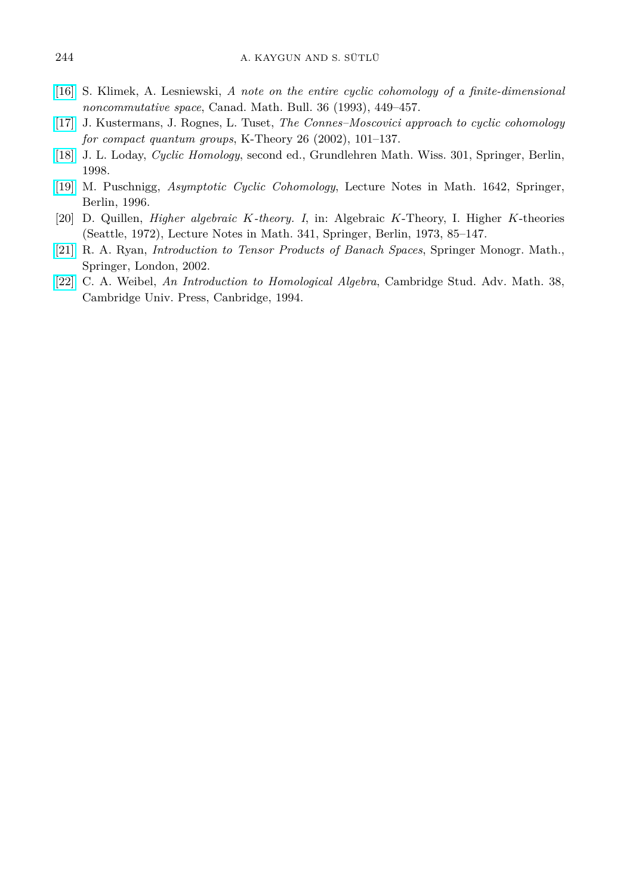[16] S. Klimek, A. Lesniewski, *A note on the entire cyclic cohomology of a finite-dimensional noncommutative space*, Canad. Math. Bull. 36 (1993), 449–457.

[17] J. Kustermans, J. Rognes, L. Tuset, *The Connes–Moscovici approach to cyclic cohomology for compact quantum groups*, K-Theory 26 (2002), 101–137.

[18] J. L. Loday, *Cyclic Homology*, second ed., Grundlehren Math. Wiss. 301, Springer, Berlin, 1998.

[19] M. Puschnigg, *Asymptotic Cyclic Cohomology*, Lecture Notes in Math. 1642, Springer, Berlin, 1996.

[20] D. Quillen, *Higher algebraic $K$-theory. I*, in: Algebraic $K$-Theory, I. Higher $K$-theories (Seattle, 1972), Lecture Notes in Math. 341, Springer, Berlin, 1973, 85–147.

[21] R. A. Ryan, *Introduction to Tensor Products of Banach Spaces*, Springer Monogr. Math., Springer, London, 2002.

[22] C. A. Weibel, *An Introduction to Homological Algebra*, Cambridge Stud. Adv. Math. 38, Cambridge Univ. Press, Canbridge, 1994.